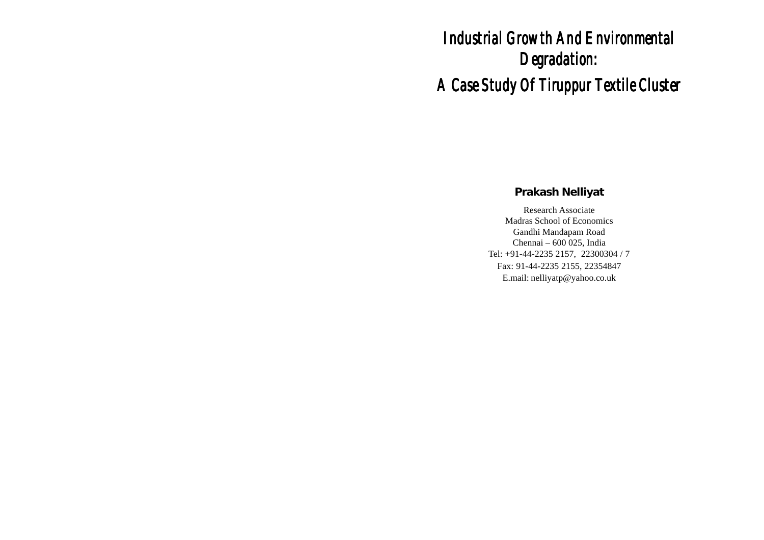# Industrial Growth And Environmental Degradation:

# A Case Study Of Tiruppur Textile Cluster

**Prakash Nelliyat**

Research Associate
Madras School of Economics
Gandhi Mandapam Road
Chennai – 600 025, India
Tel: +91-44-2235 2157, 22300304 / 7
Fax: 91-44-2235 2155, 22354847
E.mail: nelliyatp@yahoo.co.uk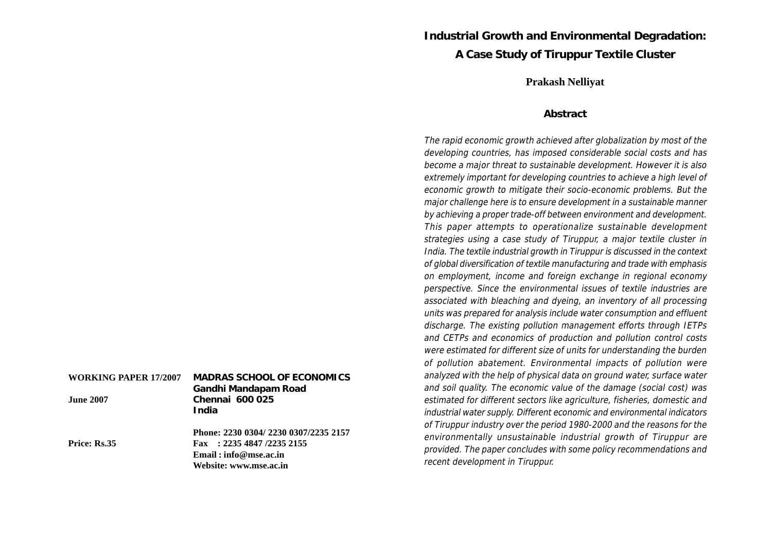WORKING PAPER 17/2007

June 2007

Price: Rs.35

**MADRAS SCHOOL OF ECONOMICS**
**Gandhi Mandapam Road**
**Chennai 600 025**
**India**

Phone: 2230 0304/ 2230 0307/2235 2157
Fax : 2235 4847 /2235 2155
Email : info@mse.ac.in
Website: www.mse.ac.in

# Industrial Growth and Environmental Degradation: A Case Study of Tiruppur Textile Cluster

**Prakash Nelliyat**

## Abstract

*The rapid economic growth achieved after globalization by most of the developing countries, has imposed considerable social costs and has become a major threat to sustainable development. However it is also extremely important for developing countries to achieve a high level of economic growth to mitigate their socio-economic problems. But the major challenge here is to ensure development in a sustainable manner by achieving a proper trade-off between environment and development. This paper attempts to operationalize sustainable development strategies using a case study of Tiruppur, a major textile cluster in India. The textile industrial growth in Tiruppur is discussed in the context of global diversification of textile manufacturing and trade with emphasis on employment, income and foreign exchange in regional economy perspective. Since the environmental issues of textile industries are associated with bleaching and dyeing, an inventory of all processing units was prepared for analysis include water consumption and effluent discharge. The existing pollution management efforts through IETPs and CETPs and economics of production and pollution control costs were estimated for different size of units for understanding the burden of pollution abatement. Environmental impacts of pollution were analyzed with the help of physical data on ground water, surface water and soil quality. The economic value of the damage (social cost) was estimated for different sectors like agriculture, fisheries, domestic and industrial water supply. Different economic and environmental indicators of Tiruppur industry over the period 1980-2000 and the reasons for the environmentally unsustainable industrial growth of Tiruppur are provided. The paper concludes with some policy recommendations and recent development in Tiruppur.*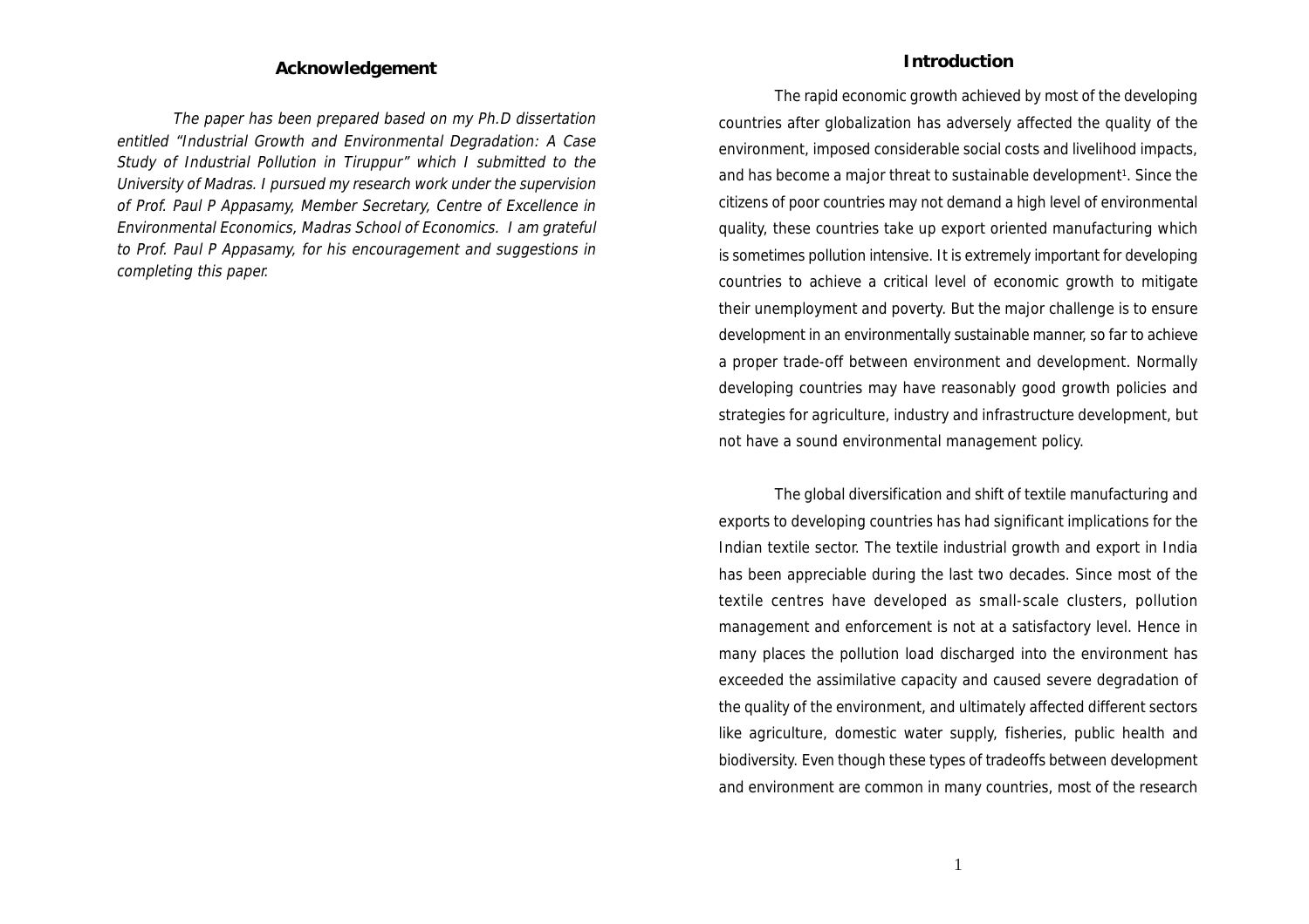## Acknowledgement

*The paper has been prepared based on my Ph.D dissertation entitled "Industrial Growth and Environmental Degradation: A Case Study of Industrial Pollution in Tiruppur" which I submitted to the University of Madras. I pursued my research work under the supervision of Prof. Paul P Appasamy, Member Secretary, Centre of Excellence in Environmental Economics, Madras School of Economics. I am grateful to Prof. Paul P Appasamy, for his encouragement and suggestions in completing this paper.*

## Introduction

The rapid economic growth achieved by most of the developing countries after globalization has adversely affected the quality of the environment, imposed considerable social costs and livelihood impacts, and has become a major threat to sustainable development[1]. Since the citizens of poor countries may not demand a high level of environmental quality, these countries take up export oriented manufacturing which is sometimes pollution intensive. It is extremely important for developing countries to achieve a critical level of economic growth to mitigate their unemployment and poverty. But the major challenge is to ensure development in an environmentally sustainable manner, so far to achieve a proper trade-off between environment and development. Normally developing countries may have reasonably good growth policies and strategies for agriculture, industry and infrastructure development, but not have a sound environmental management policy.

The global diversification and shift of textile manufacturing and exports to developing countries has had significant implications for the Indian textile sector. The textile industrial growth and export in India has been appreciable during the last two decades. Since most of the textile centres have developed as small-scale clusters, pollution management and enforcement is not at a satisfactory level. Hence in many places the pollution load discharged into the environment has exceeded the assimilative capacity and caused severe degradation of the quality of the environment, and ultimately affected different sectors like agriculture, domestic water supply, fisheries, public health and biodiversity. Even though these types of tradeoffs between development and environment are common in many countries, most of the research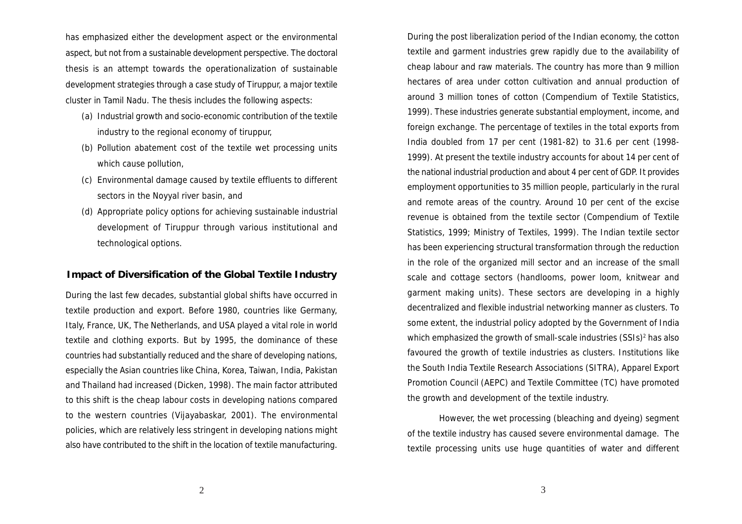has emphasized either the development aspect or the environmental aspect, but not from a sustainable development perspective. The doctoral thesis is an attempt towards the operationalization of sustainable development strategies through a case study of Tiruppur, a major textile cluster in Tamil Nadu. The thesis includes the following aspects:

(a) Industrial growth and socio-economic contribution of the textile industry to the regional economy of tiruppur,

(b) Pollution abatement cost of the textile wet processing units which cause pollution,

(c) Environmental damage caused by textile effluents to different sectors in the Noyyal river basin, and

(d) Appropriate policy options for achieving sustainable industrial development of Tiruppur through various institutional and technological options.

## Impact of Diversification of the Global Textile Industry

During the last few decades, substantial global shifts have occurred in textile production and export. Before 1980, countries like Germany, Italy, France, UK, The Netherlands, and USA played a vital role in world textile and clothing exports. But by 1995, the dominance of these countries had substantially reduced and the share of developing nations, especially the Asian countries like China, Korea, Taiwan, India, Pakistan and Thailand had increased (Dicken, 1998). The main factor attributed to this shift is the cheap labour costs in developing nations compared to the western countries (Vijayabaskar, 2001). The environmental policies, which are relatively less stringent in developing nations might also have contributed to the shift in the location of textile manufacturing.

During the post liberalization period of the Indian economy, the cotton textile and garment industries grew rapidly due to the availability of cheap labour and raw materials. The country has more than 9 million hectares of area under cotton cultivation and annual production of around 3 million tones of cotton (Compendium of Textile Statistics, 1999). These industries generate substantial employment, income, and foreign exchange. The percentage of textiles in the total exports from India doubled from 17 per cent (1981-82) to 31.6 per cent (1998-1999). At present the textile industry accounts for about 14 per cent of the national industrial production and about 4 per cent of GDP. It provides employment opportunities to 35 million people, particularly in the rural and remote areas of the country. Around 10 per cent of the excise revenue is obtained from the textile sector (Compendium of Textile Statistics, 1999; Ministry of Textiles, 1999). The Indian textile sector has been experiencing structural transformation through the reduction in the role of the organized mill sector and an increase of the small scale and cottage sectors (handlooms, power loom, knitwear and garment making units). These sectors are developing in a highly decentralized and flexible industrial networking manner as clusters. To some extent, the industrial policy adopted by the Government of India which emphasized the growth of small-scale industries (SSIs)[2] has also favoured the growth of textile industries as clusters. Institutions like the South India Textile Research Associations (SITRA), Apparel Export Promotion Council (AEPC) and Textile Committee (TC) have promoted the growth and development of the textile industry.

However, the wet processing (bleaching and dyeing) segment of the textile industry has caused severe environmental damage. The textile processing units use huge quantities of water and different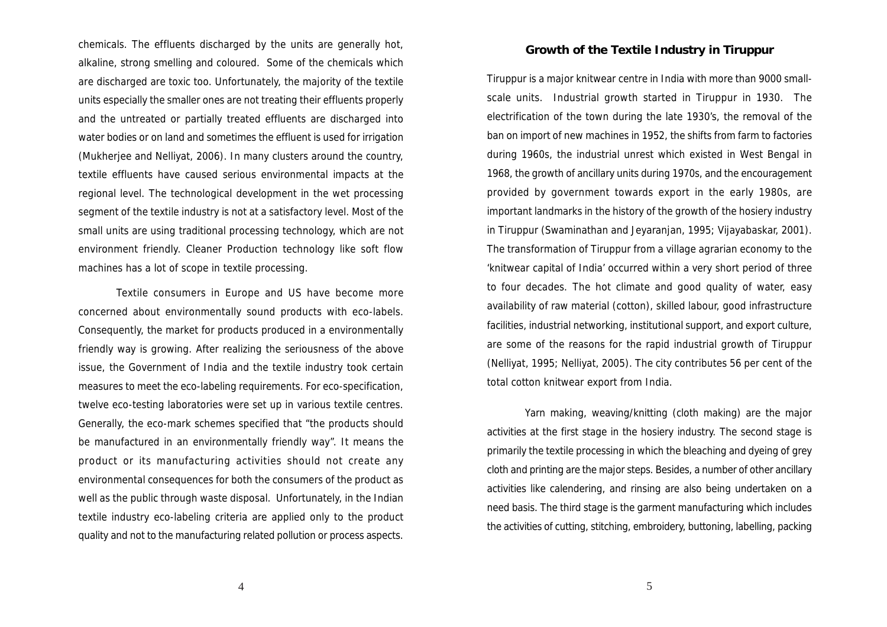chemicals. The effluents discharged by the units are generally hot, alkaline, strong smelling and coloured. Some of the chemicals which are discharged are toxic too. Unfortunately, the majority of the textile units especially the smaller ones are not treating their effluents properly and the untreated or partially treated effluents are discharged into water bodies or on land and sometimes the effluent is used for irrigation (Mukherjee and Nelliyat, 2006). In many clusters around the country, textile effluents have caused serious environmental impacts at the regional level. The technological development in the wet processing segment of the textile industry is not at a satisfactory level. Most of the small units are using traditional processing technology, which are not environment friendly. Cleaner Production technology like soft flow machines has a lot of scope in textile processing.

Textile consumers in Europe and US have become more concerned about environmentally sound products with eco-labels. Consequently, the market for products produced in a environmentally friendly way is growing. After realizing the seriousness of the above issue, the Government of India and the textile industry took certain measures to meet the eco-labeling requirements. For eco-specification, twelve eco-testing laboratories were set up in various textile centres. Generally, the eco-mark schemes specified that "the products should be manufactured in an environmentally friendly way". It means the product or its manufacturing activities should not create any environmental consequences for both the consumers of the product as well as the public through waste disposal. Unfortunately, in the Indian textile industry eco-labeling criteria are applied only to the product quality and not to the manufacturing related pollution or process aspects.

## Growth of the Textile Industry in Tiruppur

Tiruppur is a major knitwear centre in India with more than 9000 small-scale units. Industrial growth started in Tiruppur in 1930. The electrification of the town during the late 1930's, the removal of the ban on import of new machines in 1952, the shifts from farm to factories during 1960s, the industrial unrest which existed in West Bengal in 1968, the growth of ancillary units during 1970s, and the encouragement provided by government towards export in the early 1980s, are important landmarks in the history of the growth of the hosiery industry in Tiruppur (Swaminathan and Jeyaranjan, 1995; Vijayabaskar, 2001). The transformation of Tiruppur from a village agrarian economy to the 'knitwear capital of India' occurred within a very short period of three to four decades. The hot climate and good quality of water, easy availability of raw material (cotton), skilled labour, good infrastructure facilities, industrial networking, institutional support, and export culture, are some of the reasons for the rapid industrial growth of Tiruppur (Nelliyat, 1995; Nelliyat, 2005). The city contributes 56 per cent of the total cotton knitwear export from India.

Yarn making, weaving/knitting (cloth making) are the major activities at the first stage in the hosiery industry. The second stage is primarily the textile processing in which the bleaching and dyeing of grey cloth and printing are the major steps. Besides, a number of other ancillary activities like calendering, and rinsing are also being undertaken on a need basis. The third stage is the garment manufacturing which includes the activities of cutting, stitching, embroidery, buttoning, labelling, packing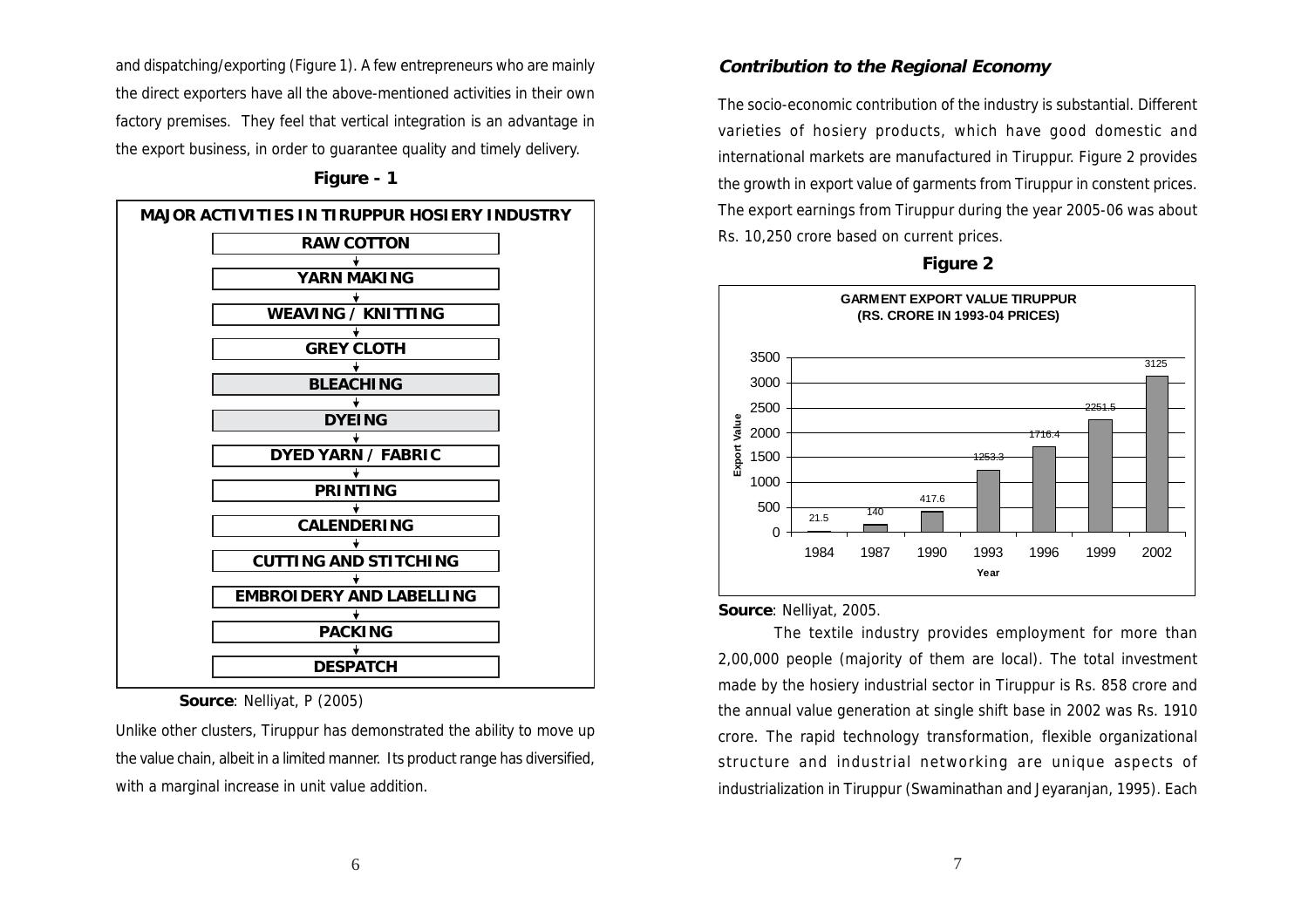and dispatching/exporting (Figure 1). A few entrepreneurs who are mainly the direct exporters have all the above-mentioned activities in their own factory premises. They feel that vertical integration is an advantage in the export business, in order to guarantee quality and timely delivery.

**Figure - 1**

**MAJOR ACTIVITIES IN TIRUPPUR HOSIERY INDUSTRY**

- RAW COTTON
- ↓ YARN MAKING
- ↓ WEAVING / KNITTING
- ↓ GREY CLOTH
- ↓ BLEACHING
- ↓ DYEING
- ↓ DYED YARN / FABRIC
- ↓ PRINTING
- ↓ CALENDERING
- ↓ CUTTING AND STITCHING
- ↓ EMBROIDERY AND LABELLING
- ↓ PACKING
- ↓ DESPATCH

**Source**: Nelliyat, P (2005)

Unlike other clusters, Tiruppur has demonstrated the ability to move up the value chain, albeit in a limited manner. Its product range has diversified, with a marginal increase in unit value addition.

### Contribution to the Regional Economy

The socio-economic contribution of the industry is substantial. Different varieties of hosiery products, which have good domestic and international markets are manufactured in Tiruppur. Figure 2 provides the growth in export value of garments from Tiruppur in constent prices. The export earnings from Tiruppur during the year 2005-06 was about Rs. 10,250 crore based on current prices.

**Figure 2**

**GARMENT EXPORT VALUE TIRUPPUR (RS. CRORE IN 1993-04 PRICES)**

| Year | Export Value |
|---|---|
| 1984 | 21.5 |
| 1987 | 140 |
| 1990 | 417.6 |
| 1993 | 1253.3 |
| 1996 | 1716.4 |
| 1999 | 2251.5 |
| 2002 | 3125 |

**Source**: Nelliyat, 2005.

The textile industry provides employment for more than 2,00,000 people (majority of them are local). The total investment made by the hosiery industrial sector in Tiruppur is Rs. 858 crore and the annual value generation at single shift base in 2002 was Rs. 1910 crore. The rapid technology transformation, flexible organizational structure and industrial networking are unique aspects of industrialization in Tiruppur (Swaminathan and Jeyaranjan, 1995). Each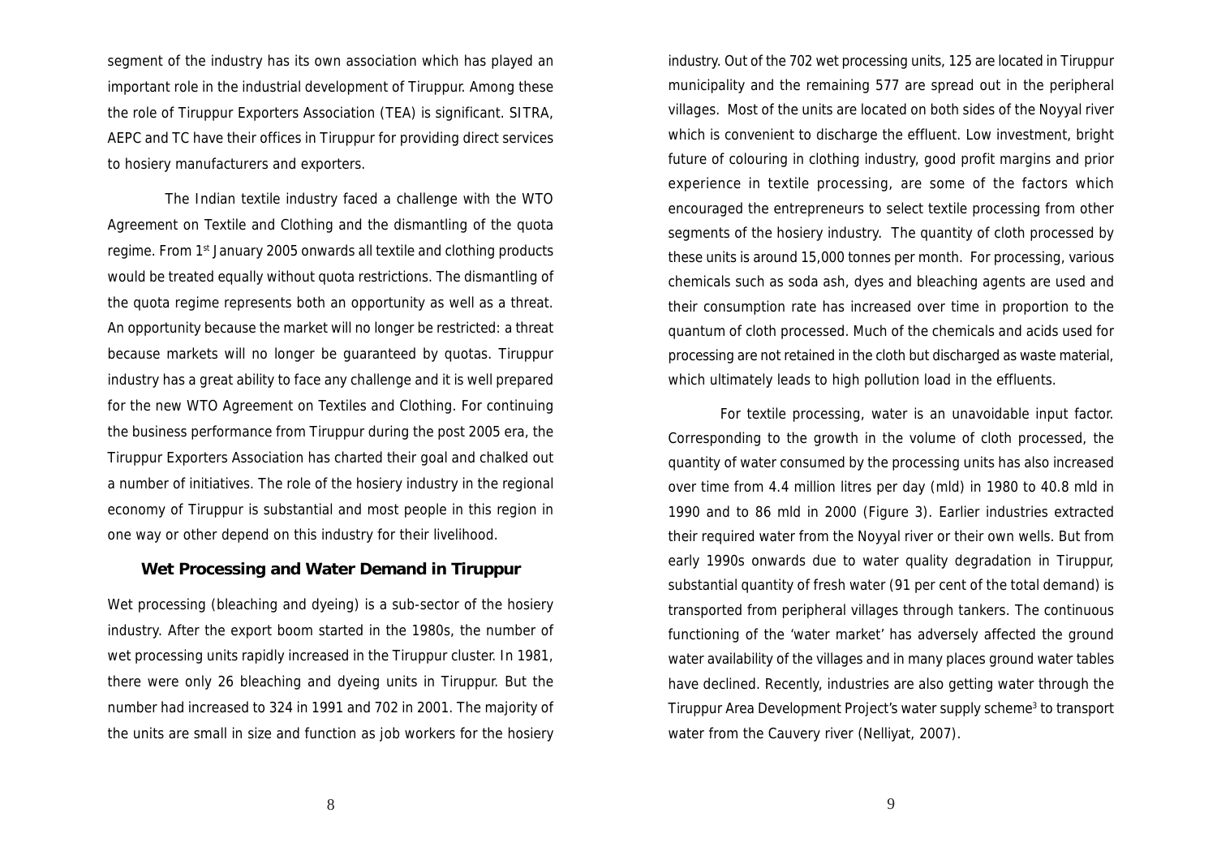segment of the industry has its own association which has played an important role in the industrial development of Tiruppur. Among these the role of Tiruppur Exporters Association (TEA) is significant. SITRA, AEPC and TC have their offices in Tiruppur for providing direct services to hosiery manufacturers and exporters.

The Indian textile industry faced a challenge with the WTO Agreement on Textile and Clothing and the dismantling of the quota regime. From 1st January 2005 onwards all textile and clothing products would be treated equally without quota restrictions. The dismantling of the quota regime represents both an opportunity as well as a threat. An opportunity because the market will no longer be restricted: a threat because markets will no longer be guaranteed by quotas. Tiruppur industry has a great ability to face any challenge and it is well prepared for the new WTO Agreement on Textiles and Clothing. For continuing the business performance from Tiruppur during the post 2005 era, the Tiruppur Exporters Association has charted their goal and chalked out a number of initiatives. The role of the hosiery industry in the regional economy of Tiruppur is substantial and most people in this region in one way or other depend on this industry for their livelihood.

## Wet Processing and Water Demand in Tiruppur

Wet processing (bleaching and dyeing) is a sub-sector of the hosiery industry. After the export boom started in the 1980s, the number of wet processing units rapidly increased in the Tiruppur cluster. In 1981, there were only 26 bleaching and dyeing units in Tiruppur. But the number had increased to 324 in 1991 and 702 in 2001. The majority of the units are small in size and function as job workers for the hosiery industry. Out of the 702 wet processing units, 125 are located in Tiruppur municipality and the remaining 577 are spread out in the peripheral villages. Most of the units are located on both sides of the Noyyal river which is convenient to discharge the effluent. Low investment, bright future of colouring in clothing industry, good profit margins and prior experience in textile processing, are some of the factors which encouraged the entrepreneurs to select textile processing from other segments of the hosiery industry. The quantity of cloth processed by these units is around 15,000 tonnes per month. For processing, various chemicals such as soda ash, dyes and bleaching agents are used and their consumption rate has increased over time in proportion to the quantum of cloth processed. Much of the chemicals and acids used for processing are not retained in the cloth but discharged as waste material, which ultimately leads to high pollution load in the effluents.

For textile processing, water is an unavoidable input factor. Corresponding to the growth in the volume of cloth processed, the quantity of water consumed by the processing units has also increased over time from 4.4 million litres per day (mld) in 1980 to 40.8 mld in 1990 and to 86 mld in 2000 (Figure 3). Earlier industries extracted their required water from the Noyyal river or their own wells. But from early 1990s onwards due to water quality degradation in Tiruppur, substantial quantity of fresh water (91 per cent of the total demand) is transported from peripheral villages through tankers. The continuous functioning of the 'water market' has adversely affected the ground water availability of the villages and in many places ground water tables have declined. Recently, industries are also getting water through the Tiruppur Area Development Project's water supply scheme[3] to transport water from the Cauvery river (Nelliyat, 2007).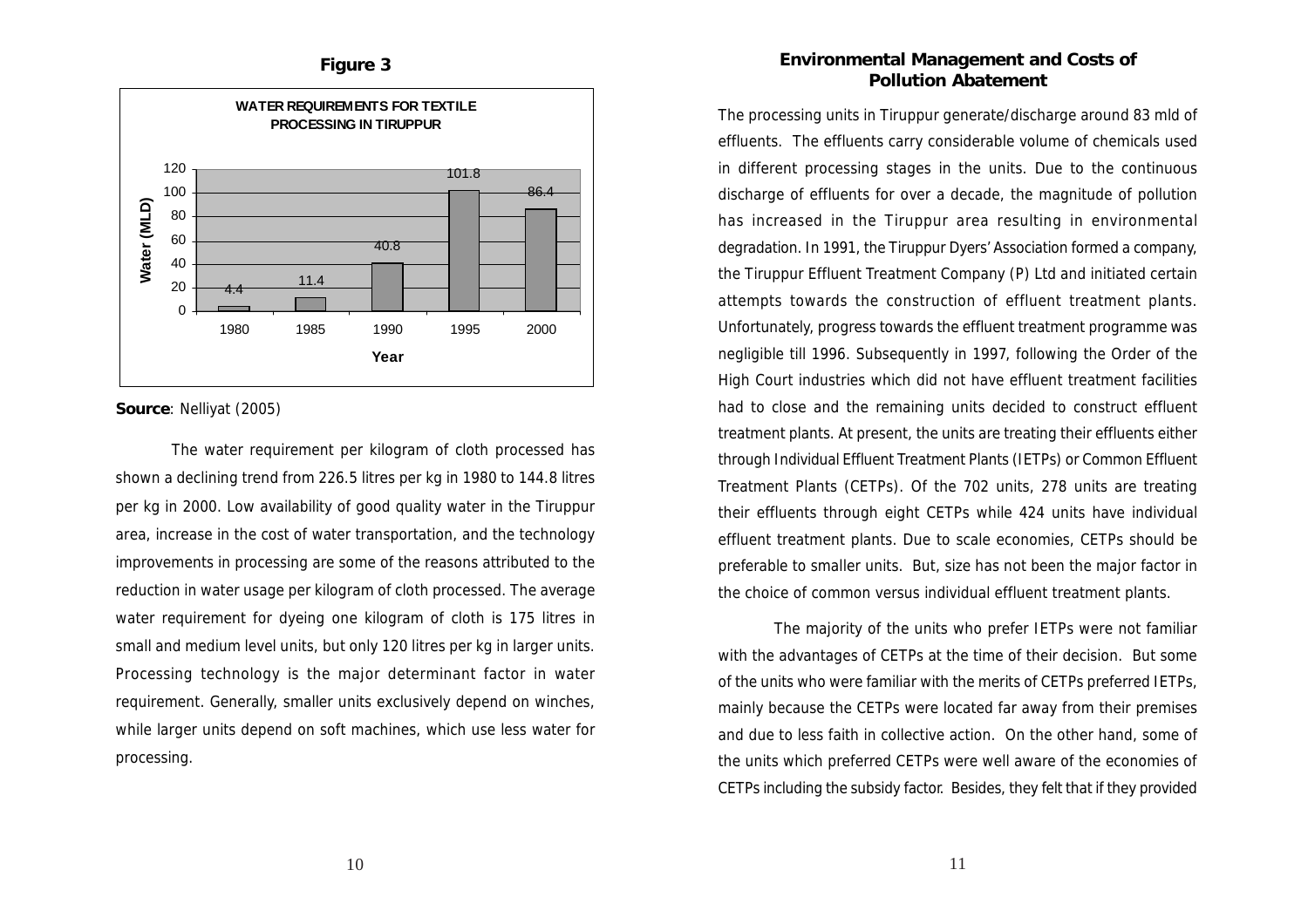**Figure 3**

**WATER REQUIREMENTS FOR TEXTILE PROCESSING IN TIRUPPUR**

| Year | Water (MLD) |
|---|---|
| 1980 | 4.4 |
| 1985 | 11.4 |
| 1990 | 40.8 |
| 1995 | 101.8 |
| 2000 | 86.4 |

**Source**: Nelliyat (2005)

The water requirement per kilogram of cloth processed has shown a declining trend from 226.5 litres per kg in 1980 to 144.8 litres per kg in 2000. Low availability of good quality water in the Tiruppur area, increase in the cost of water transportation, and the technology improvements in processing are some of the reasons attributed to the reduction in water usage per kilogram of cloth processed. The average water requirement for dyeing one kilogram of cloth is 175 litres in small and medium level units, but only 120 litres per kg in larger units. Processing technology is the major determinant factor in water requirement. Generally, smaller units exclusively depend on winches, while larger units depend on soft machines, which use less water for processing.

## Environmental Management and Costs of Pollution Abatement

The processing units in Tiruppur generate/discharge around 83 mld of effluents. The effluents carry considerable volume of chemicals used in different processing stages in the units. Due to the continuous discharge of effluents for over a decade, the magnitude of pollution has increased in the Tiruppur area resulting in environmental degradation. In 1991, the Tiruppur Dyers' Association formed a company, the Tiruppur Effluent Treatment Company (P) Ltd and initiated certain attempts towards the construction of effluent treatment plants. Unfortunately, progress towards the effluent treatment programme was negligible till 1996. Subsequently in 1997, following the Order of the High Court industries which did not have effluent treatment facilities had to close and the remaining units decided to construct effluent treatment plants. At present, the units are treating their effluents either through Individual Effluent Treatment Plants (IETPs) or Common Effluent Treatment Plants (CETPs). Of the 702 units, 278 units are treating their effluents through eight CETPs while 424 units have individual effluent treatment plants. Due to scale economies, CETPs should be preferable to smaller units. But, size has not been the major factor in the choice of common versus individual effluent treatment plants.

The majority of the units who prefer IETPs were not familiar with the advantages of CETPs at the time of their decision. But some of the units who were familiar with the merits of CETPs preferred IETPs, mainly because the CETPs were located far away from their premises and due to less faith in collective action. On the other hand, some of the units which preferred CETPs were well aware of the economies of CETPs including the subsidy factor. Besides, they felt that if they provided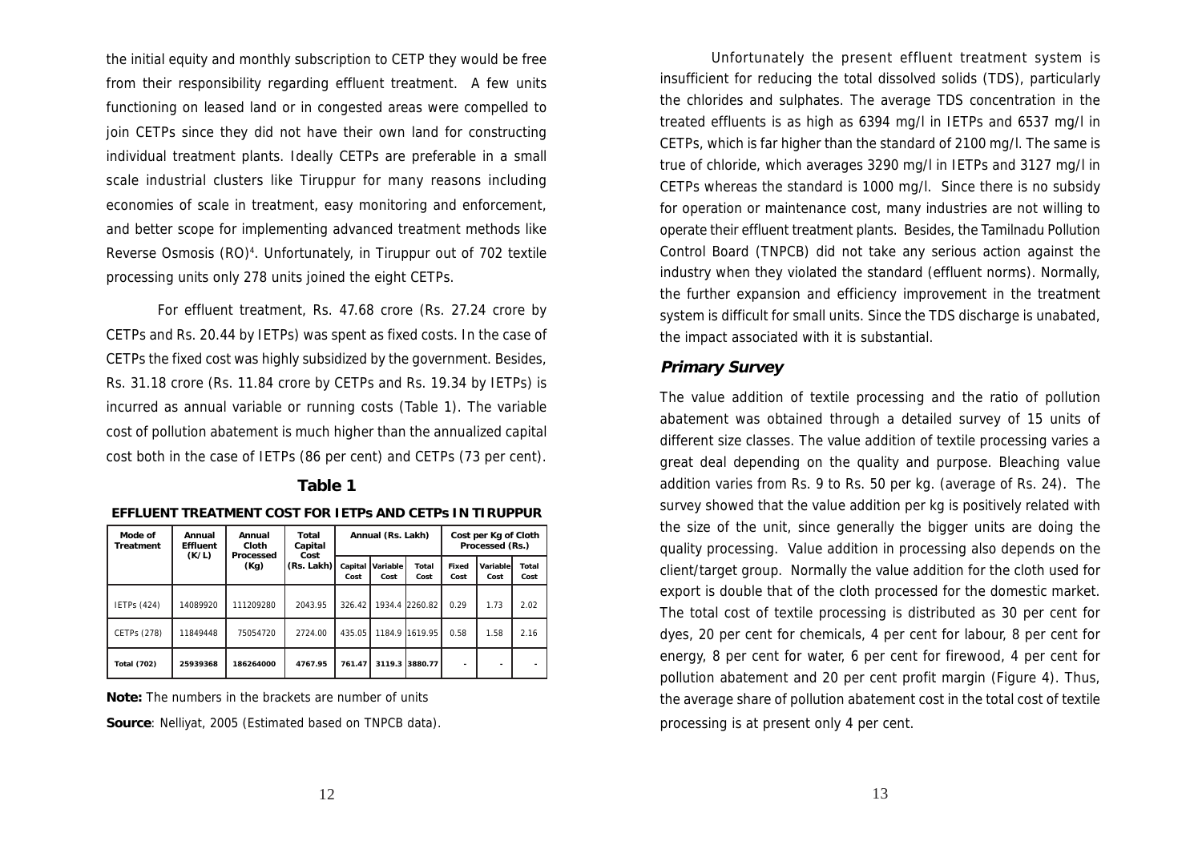the initial equity and monthly subscription to CETP they would be free from their responsibility regarding effluent treatment. A few units functioning on leased land or in congested areas were compelled to join CETPs since they did not have their own land for constructing individual treatment plants. Ideally CETPs are preferable in a small scale industrial clusters like Tiruppur for many reasons including economies of scale in treatment, easy monitoring and enforcement, and better scope for implementing advanced treatment methods like Reverse Osmosis (RO)[4]. Unfortunately, in Tiruppur out of 702 textile processing units only 278 units joined the eight CETPs.

For effluent treatment, Rs. 47.68 crore (Rs. 27.24 crore by CETPs and Rs. 20.44 by IETPs) was spent as fixed costs. In the case of CETPs the fixed cost was highly subsidized by the government. Besides, Rs. 31.18 crore (Rs. 11.84 crore by CETPs and Rs. 19.34 by IETPs) is incurred as annual variable or running costs (Table 1). The variable cost of pollution abatement is much higher than the annualized capital cost both in the case of IETPs (86 per cent) and CETPs (73 per cent).

**Table 1**

**EFFLUENT TREATMENT COST FOR IETPs AND CETPs IN TIRUPPUR**

| Mode of Treatment | Annual Effluent (K/L) | Annual Cloth Processed (Kg) | Total Capital Cost (Rs. Lakh) | Annual (Rs. Lakh) | | | Cost per Kg of Cloth Processed (Rs.) | | |
|---|---|---|---|---|---|---|---|---|---|
| | | | | Capital Cost | Variable Cost | Total Cost | Fixed Cost | Variable Cost | Total Cost |
| IETPs (424) | 14089920 | 111209280 | 2043.95 | 326.42 | 1934.4 | 2260.82 | 0.29 | 1.73 | 2.02 |
| CETPs (278) | 11849448 | 75054720 | 2724.00 | 435.05 | 1184.9 | 1619.95 | 0.58 | 1.58 | 2.16 |
| **Total (702)** | **25939368** | **186264000** | **4767.95** | **761.47** | **3119.3** | **3880.77** | - | - | - |

**Note:** The numbers in the brackets are number of units

**Source**: Nelliyat, 2005 (Estimated based on TNPCB data).

Unfortunately the present effluent treatment system is insufficient for reducing the total dissolved solids (TDS), particularly the chlorides and sulphates. The average TDS concentration in the treated effluents is as high as 6394 mg/l in IETPs and 6537 mg/l in CETPs, which is far higher than the standard of 2100 mg/l. The same is true of chloride, which averages 3290 mg/l in IETPs and 3127 mg/l in CETPs whereas the standard is 1000 mg/l. Since there is no subsidy for operation or maintenance cost, many industries are not willing to operate their effluent treatment plants. Besides, the Tamilnadu Pollution Control Board (TNPCB) did not take any serious action against the industry when they violated the standard (effluent norms). Normally, the further expansion and efficiency improvement in the treatment system is difficult for small units. Since the TDS discharge is unabated, the impact associated with it is substantial.

## *Primary Survey*

The value addition of textile processing and the ratio of pollution abatement was obtained through a detailed survey of 15 units of different size classes. The value addition of textile processing varies a great deal depending on the quality and purpose. Bleaching value addition varies from Rs. 9 to Rs. 50 per kg. (average of Rs. 24). The survey showed that the value addition per kg is positively related with the size of the unit, since generally the bigger units are doing the quality processing. Value addition in processing also depends on the client/target group. Normally the value addition for the cloth used for export is double that of the cloth processed for the domestic market. The total cost of textile processing is distributed as 30 per cent for dyes, 20 per cent for chemicals, 4 per cent for labour, 8 per cent for energy, 8 per cent for water, 6 per cent for firewood, 4 per cent for pollution abatement and 20 per cent profit margin (Figure 4). Thus, the average share of pollution abatement cost in the total cost of textile processing is at present only 4 per cent.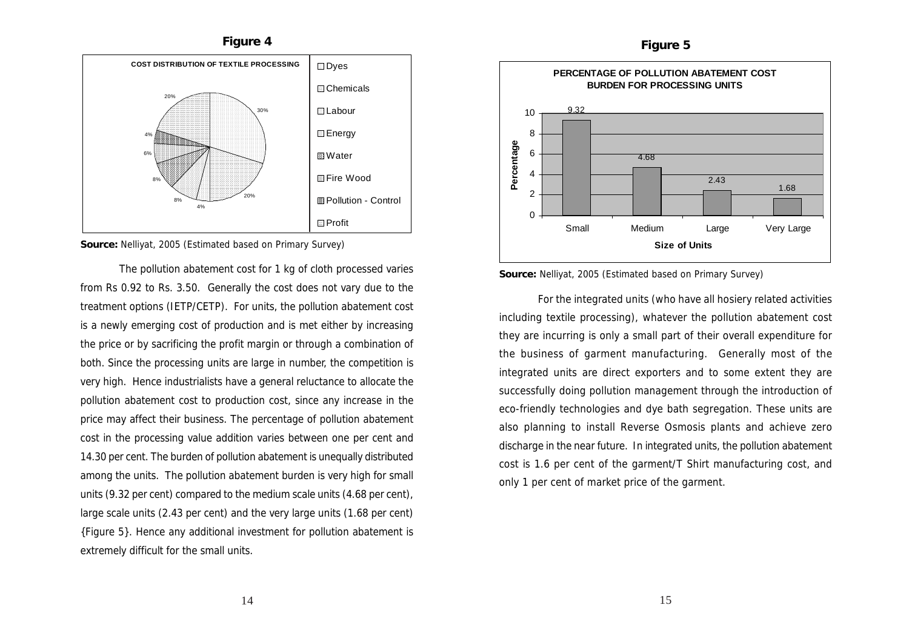**Figure 4**

COST DISTRIBUTION OF TEXTILE PROCESSING

Dyes, Chemicals, Labour, Energy, Water, Fire Wood, Pollution - Control, Profit

30%, 20%, 4%, 8%, 8%, 6%, 4%, 20%

**Source:** Nelliyat, 2005 (Estimated based on Primary Survey)

The pollution abatement cost for 1 kg of cloth processed varies from Rs 0.92 to Rs. 3.50. Generally the cost does not vary due to the treatment options (IETP/CETP). For units, the pollution abatement cost is a newly emerging cost of production and is met either by increasing the price or by sacrificing the profit margin or through a combination of both. Since the processing units are large in number, the competition is very high. Hence industrialists have a general reluctance to allocate the pollution abatement cost to production cost, since any increase in the price may affect their business. The percentage of pollution abatement cost in the processing value addition varies between one per cent and 14.30 per cent. The burden of pollution abatement is unequally distributed among the units. The pollution abatement burden is very high for small units (9.32 per cent) compared to the medium scale units (4.68 per cent), large scale units (2.43 per cent) and the very large units (1.68 per cent) {Figure 5}. Hence any additional investment for pollution abatement is extremely difficult for the small units.

**Figure 5**

PERCENTAGE OF POLLUTION ABATEMENT COST BURDEN FOR PROCESSING UNITS

| Size of Units | Percentage |
|---|---|
| Small | 9.32 |
| Medium | 4.68 |
| Large | 2.43 |
| Very Large | 1.68 |

**Source:** Nelliyat, 2005 (Estimated based on Primary Survey)

For the integrated units (who have all hosiery related activities including textile processing), whatever the pollution abatement cost they are incurring is only a small part of their overall expenditure for the business of garment manufacturing. Generally most of the integrated units are direct exporters and to some extent they are successfully doing pollution management through the introduction of eco-friendly technologies and dye bath segregation. These units are also planning to install Reverse Osmosis plants and achieve zero discharge in the near future. In integrated units, the pollution abatement cost is 1.6 per cent of the garment/T Shirt manufacturing cost, and only 1 per cent of market price of the garment.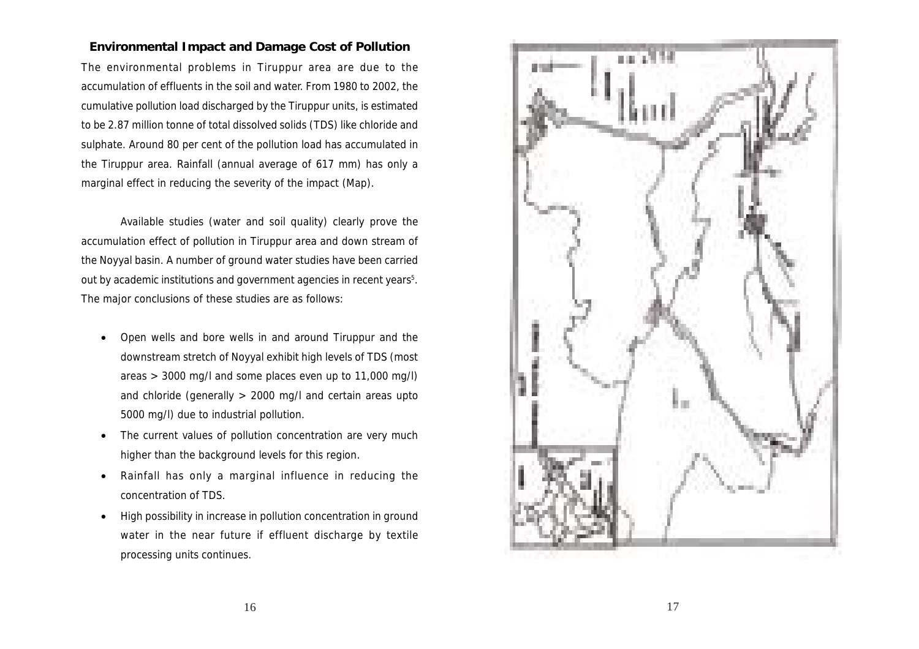## Environmental Impact and Damage Cost of Pollution

The environmental problems in Tiruppur area are due to the accumulation of effluents in the soil and water. From 1980 to 2002, the cumulative pollution load discharged by the Tiruppur units, is estimated to be 2.87 million tonne of total dissolved solids (TDS) like chloride and sulphate. Around 80 per cent of the pollution load has accumulated in the Tiruppur area. Rainfall (annual average of 617 mm) has only a marginal effect in reducing the severity of the impact (Map).

Available studies (water and soil quality) clearly prove the accumulation effect of pollution in Tiruppur area and down stream of the Noyyal basin. A number of ground water studies have been carried out by academic institutions and government agencies in recent years[5]. The major conclusions of these studies are as follows:

- Open wells and bore wells in and around Tiruppur and the downstream stretch of Noyyal exhibit high levels of TDS (most areas > 3000 mg/l and some places even up to 11,000 mg/l) and chloride (generally > 2000 mg/l and certain areas upto 5000 mg/l) due to industrial pollution.
- The current values of pollution concentration are very much higher than the background levels for this region.
- Rainfall has only a marginal influence in reducing the concentration of TDS.
- High possibility in increase in pollution concentration in ground water in the near future if effluent discharge by textile processing units continues.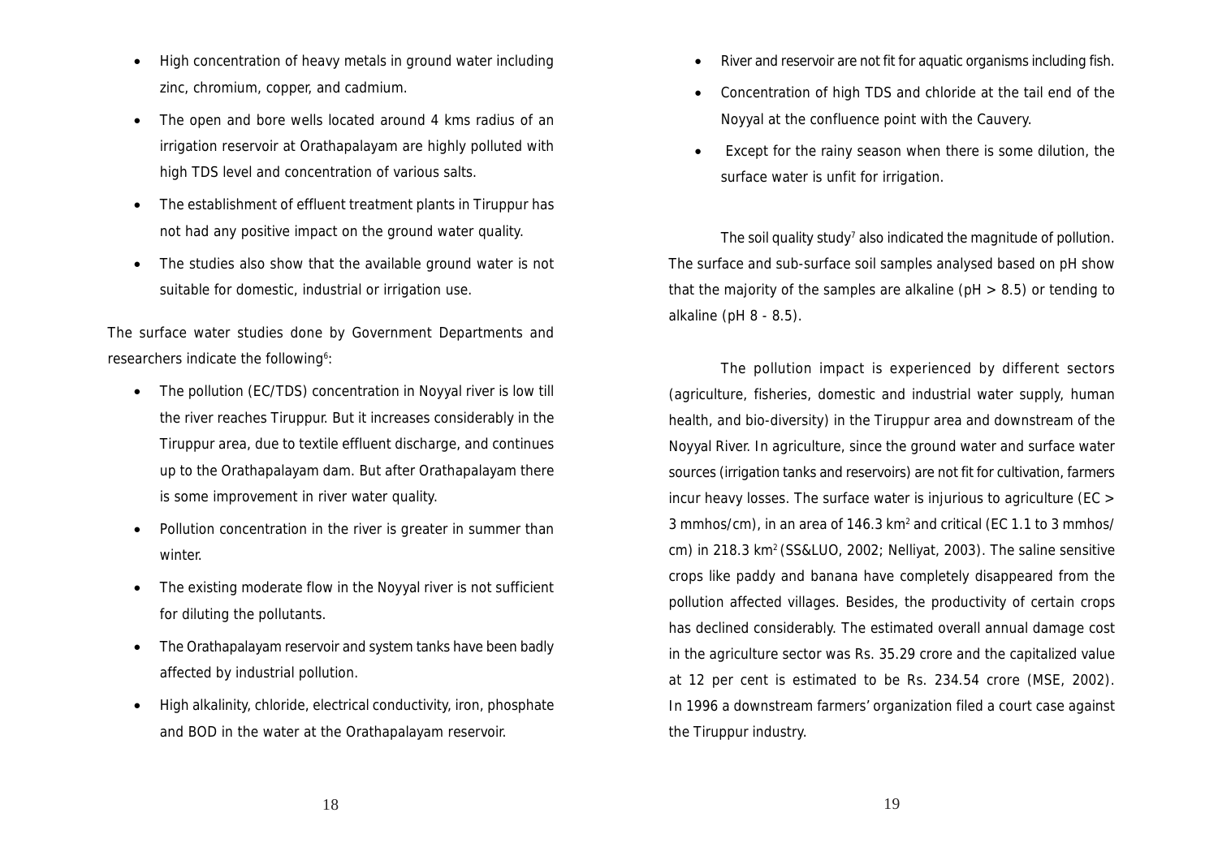- High concentration of heavy metals in ground water including zinc, chromium, copper, and cadmium.
- The open and bore wells located around 4 kms radius of an irrigation reservoir at Orathapalayam are highly polluted with high TDS level and concentration of various salts.
- The establishment of effluent treatment plants in Tiruppur has not had any positive impact on the ground water quality.
- The studies also show that the available ground water is not suitable for domestic, industrial or irrigation use.

The surface water studies done by Government Departments and researchers indicate the following[6]:

- The pollution (EC/TDS) concentration in Noyyal river is low till the river reaches Tiruppur. But it increases considerably in the Tiruppur area, due to textile effluent discharge, and continues up to the Orathapalayam dam. But after Orathapalayam there is some improvement in river water quality.
- Pollution concentration in the river is greater in summer than winter.
- The existing moderate flow in the Noyyal river is not sufficient for diluting the pollutants.
- The Orathapalayam reservoir and system tanks have been badly affected by industrial pollution.
- High alkalinity, chloride, electrical conductivity, iron, phosphate and BOD in the water at the Orathapalayam reservoir.
- River and reservoir are not fit for aquatic organisms including fish.
- Concentration of high TDS and chloride at the tail end of the Noyyal at the confluence point with the Cauvery.
- Except for the rainy season when there is some dilution, the surface water is unfit for irrigation.

The soil quality study[7] also indicated the magnitude of pollution. The surface and sub-surface soil samples analysed based on pH show that the majority of the samples are alkaline (pH > 8.5) or tending to alkaline (pH 8 - 8.5).

The pollution impact is experienced by different sectors (agriculture, fisheries, domestic and industrial water supply, human health, and bio-diversity) in the Tiruppur area and downstream of the Noyyal River. In agriculture, since the ground water and surface water sources (irrigation tanks and reservoirs) are not fit for cultivation, farmers incur heavy losses. The surface water is injurious to agriculture (EC > 3 mmhos/cm), in an area of 146.3 km$^2$ and critical (EC 1.1 to 3 mmhos/cm) in 218.3 km$^2$ (SS&LUO, 2002; Nelliyat, 2003). The saline sensitive crops like paddy and banana have completely disappeared from the pollution affected villages. Besides, the productivity of certain crops has declined considerably. The estimated overall annual damage cost in the agriculture sector was Rs. 35.29 crore and the capitalized value at 12 per cent is estimated to be Rs. 234.54 crore (MSE, 2002). In 1996 a downstream farmers' organization filed a court case against the Tiruppur industry.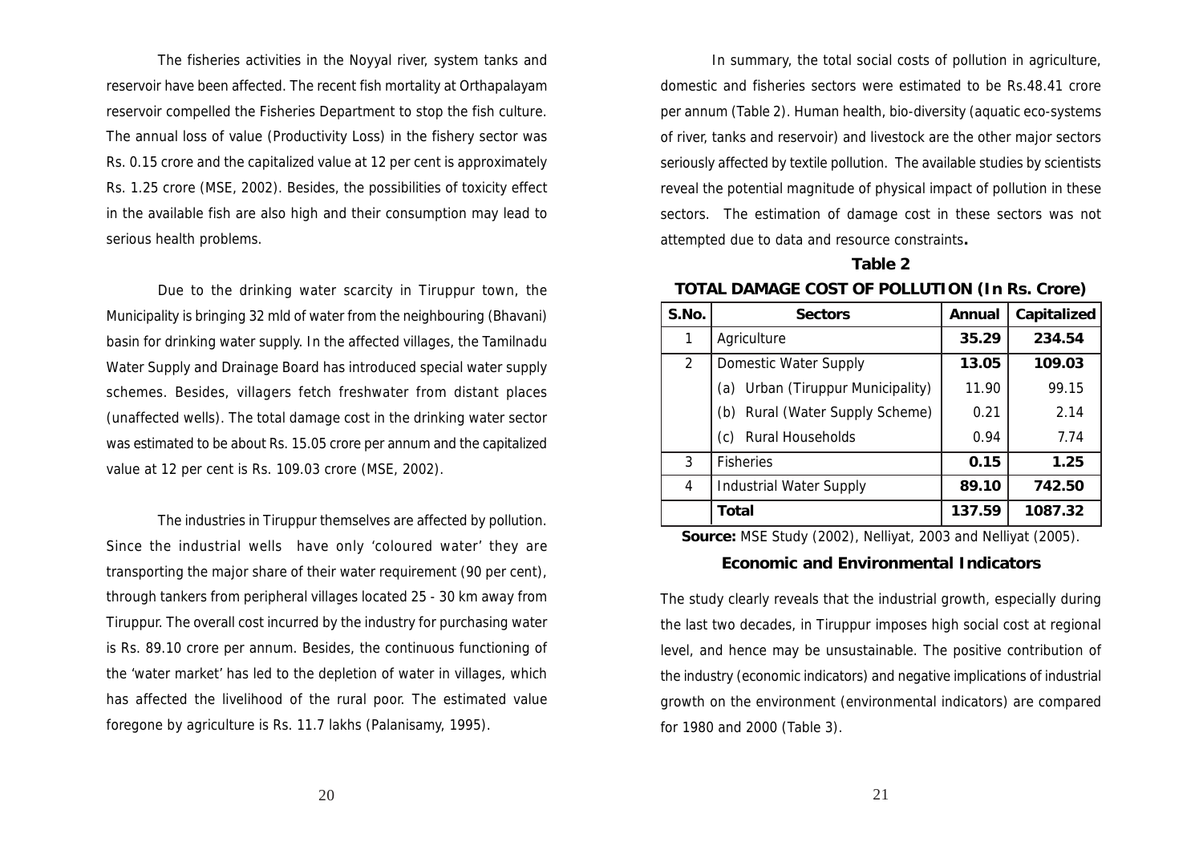The fisheries activities in the Noyyal river, system tanks and reservoir have been affected. The recent fish mortality at Orthapalayam reservoir compelled the Fisheries Department to stop the fish culture. The annual loss of value (Productivity Loss) in the fishery sector was Rs. 0.15 crore and the capitalized value at 12 per cent is approximately Rs. 1.25 crore (MSE, 2002). Besides, the possibilities of toxicity effect in the available fish are also high and their consumption may lead to serious health problems.

Due to the drinking water scarcity in Tiruppur town, the Municipality is bringing 32 mld of water from the neighbouring (Bhavani) basin for drinking water supply. In the affected villages, the Tamilnadu Water Supply and Drainage Board has introduced special water supply schemes. Besides, villagers fetch freshwater from distant places (unaffected wells). The total damage cost in the drinking water sector was estimated to be about Rs. 15.05 crore per annum and the capitalized value at 12 per cent is Rs. 109.03 crore (MSE, 2002).

The industries in Tiruppur themselves are affected by pollution. Since the industrial wells have only 'coloured water' they are transporting the major share of their water requirement (90 per cent), through tankers from peripheral villages located 25 - 30 km away from Tiruppur. The overall cost incurred by the industry for purchasing water is Rs. 89.10 crore per annum. Besides, the continuous functioning of the 'water market' has led to the depletion of water in villages, which has affected the livelihood of the rural poor. The estimated value foregone by agriculture is Rs. 11.7 lakhs (Palanisamy, 1995).

In summary, the total social costs of pollution in agriculture, domestic and fisheries sectors were estimated to be Rs.48.41 crore per annum (Table 2). Human health, bio-diversity (aquatic eco-systems of river, tanks and reservoir) and livestock are the other major sectors seriously affected by textile pollution. The available studies by scientists reveal the potential magnitude of physical impact of pollution in these sectors. The estimation of damage cost in these sectors was not attempted due to data and resource constraints**.**

**Table 2**

**TOTAL DAMAGE COST OF POLLUTION (In Rs. Crore)**

| S.No. | Sectors | Annual | Capitalized |
|---|---|---|---|
| 1 | Agriculture | **35.29** | **234.54** |
| 2 | Domestic Water Supply | **13.05** | **109.03** |
| | (a) Urban (Tiruppur Municipality) | 11.90 | 99.15 |
| | (b) Rural (Water Supply Scheme) | 0.21 | 2.14 |
| | (c) Rural Households | 0.94 | 7.74 |
| 3 | Fisheries | **0.15** | **1.25** |
| 4 | Industrial Water Supply | **89.10** | **742.50** |
| | **Total** | **137.59** | **1087.32** |

**Source:** MSE Study (2002), Nelliyat, 2003 and Nelliyat (2005).

## Economic and Environmental Indicators

The study clearly reveals that the industrial growth, especially during the last two decades, in Tiruppur imposes high social cost at regional level, and hence may be unsustainable. The positive contribution of the industry (economic indicators) and negative implications of industrial growth on the environment (environmental indicators) are compared for 1980 and 2000 (Table 3).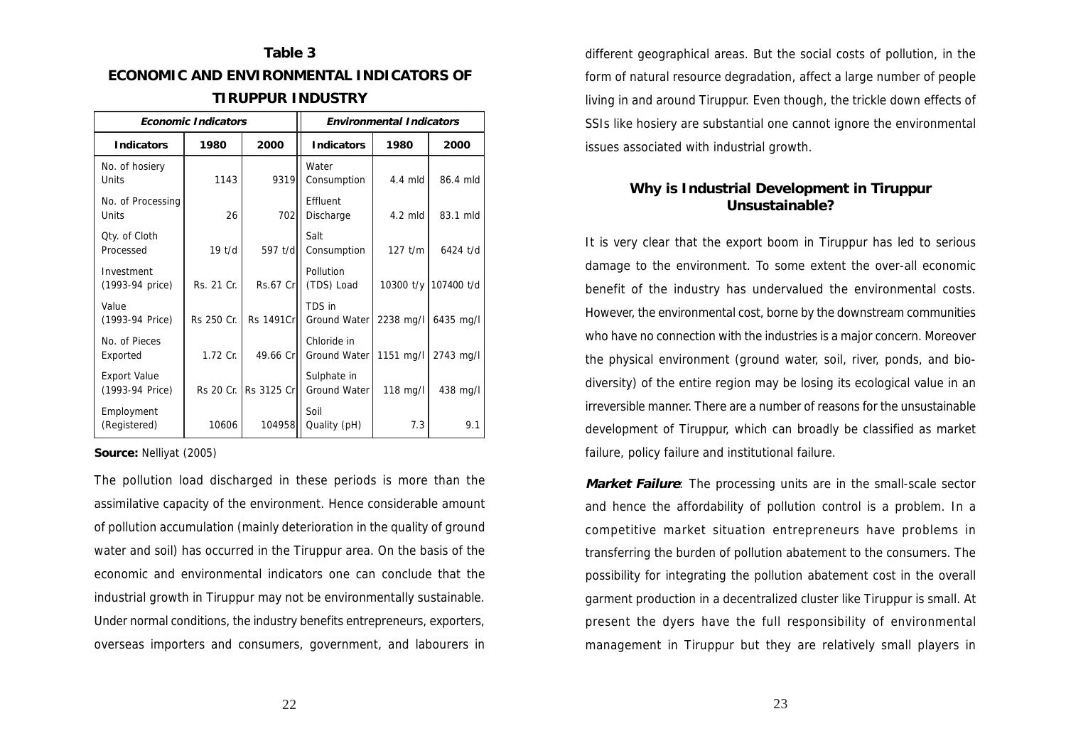**Table 3**

**ECONOMIC AND ENVIRONMENTAL INDICATORS OF TIRUPPUR INDUSTRY**

| *Economic Indicators* | | | *Environmental Indicators* | | |
|---|---|---|---|---|---|
| **Indicators** | **1980** | **2000** | **Indicators** | **1980** | **2000** |
| No. of hosiery Units | 1143 | 9319 | Water Consumption | 4.4 mld | 86.4 mld |
| No. of Processing Units | 26 | 702 | Effluent Discharge | 4.2 mld | 83.1 mld |
| Qty. of Cloth Processed | 19 t/d | 597 t/d | Salt Consumption | 127 t/m | 6424 t/d |
| Investment (1993-94 price) | Rs. 21 Cr. | Rs.67 Cr | Pollution (TDS) Load | 10300 t/y | 107400 t/d |
| Value (1993-94 Price) | Rs 250 Cr. | Rs 1491Cr | TDS in Ground Water | 2238 mg/l | 6435 mg/l |
| No. of Pieces Exported | 1.72 Cr. | 49.66 Cr | Chloride in Ground Water | 1151 mg/l | 2743 mg/l |
| Export Value (1993-94 Price) | Rs 20 Cr. | Rs 3125 Cr | Sulphate in Ground Water | 118 mg/l | 438 mg/l |
| Employment (Registered) | 10606 | 104958 | Soil Quality (pH) | 7.3 | 9.1 |

**Source:** Nelliyat (2005)

The pollution load discharged in these periods is more than the assimilative capacity of the environment. Hence considerable amount of pollution accumulation (mainly deterioration in the quality of ground water and soil) has occurred in the Tiruppur area. On the basis of the economic and environmental indicators one can conclude that the industrial growth in Tiruppur may not be environmentally sustainable. Under normal conditions, the industry benefits entrepreneurs, exporters, overseas importers and consumers, government, and labourers in different geographical areas. But the social costs of pollution, in the form of natural resource degradation, affect a large number of people living in and around Tiruppur. Even though, the trickle down effects of SSIs like hosiery are substantial one cannot ignore the environmental issues associated with industrial growth.

## Why is Industrial Development in Tiruppur Unsustainable?

It is very clear that the export boom in Tiruppur has led to serious damage to the environment. To some extent the over-all economic benefit of the industry has undervalued the environmental costs. However, the environmental cost, borne by the downstream communities who have no connection with the industries is a major concern. Moreover the physical environment (ground water, soil, river, ponds, and bio-diversity) of the entire region may be losing its ecological value in an irreversible manner. There are a number of reasons for the unsustainable development of Tiruppur, which can broadly be classified as market failure, policy failure and institutional failure.

***Market Failure***: The processing units are in the small-scale sector and hence the affordability of pollution control is a problem. In a competitive market situation entrepreneurs have problems in transferring the burden of pollution abatement to the consumers. The possibility for integrating the pollution abatement cost in the overall garment production in a decentralized cluster like Tiruppur is small. At present the dyers have the full responsibility of environmental management in Tiruppur but they are relatively small players in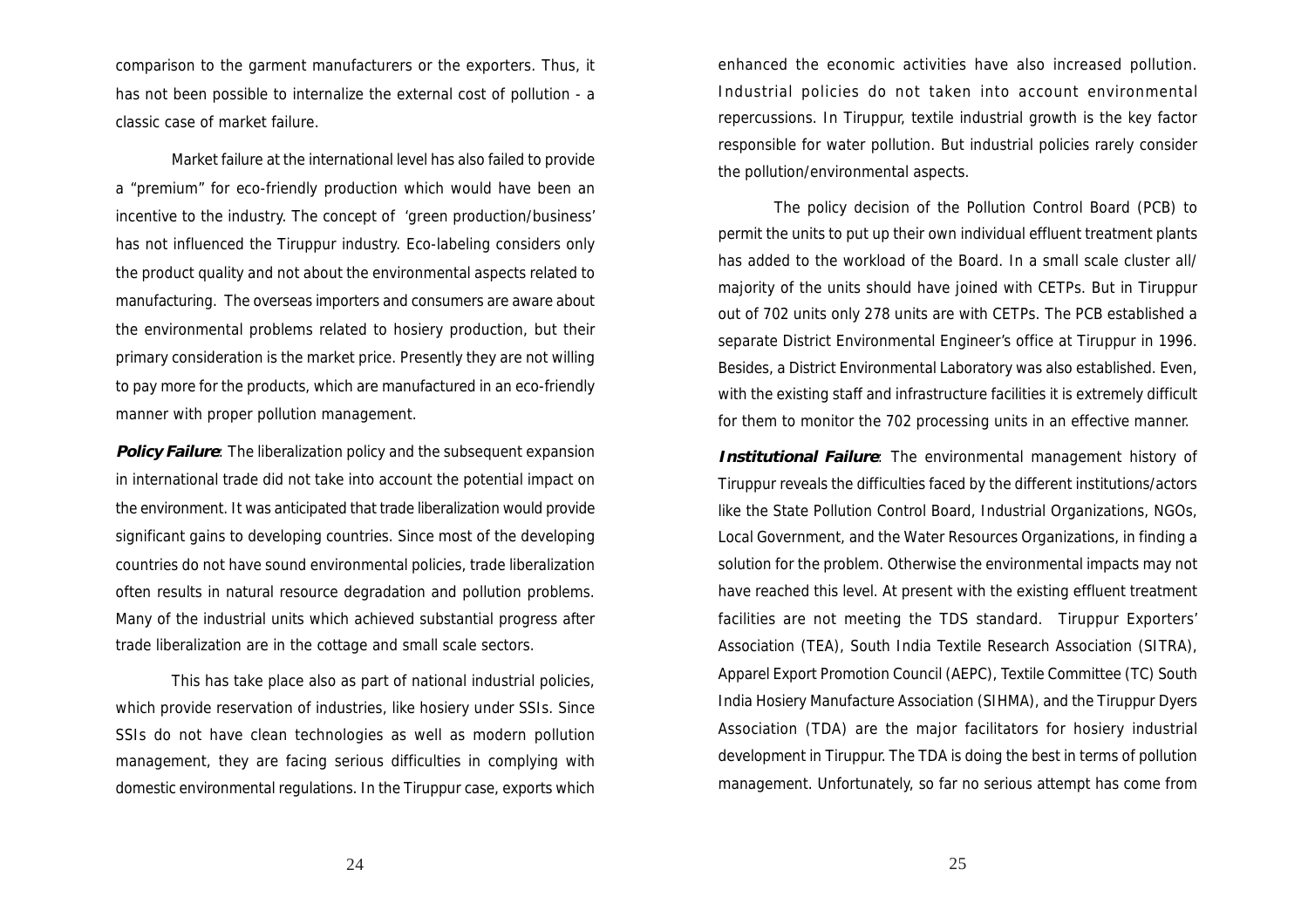comparison to the garment manufacturers or the exporters. Thus, it has not been possible to internalize the external cost of pollution - a classic case of market failure.

Market failure at the international level has also failed to provide a "premium" for eco-friendly production which would have been an incentive to the industry. The concept of 'green production/business' has not influenced the Tiruppur industry. Eco-labeling considers only the product quality and not about the environmental aspects related to manufacturing. The overseas importers and consumers are aware about the environmental problems related to hosiery production, but their primary consideration is the market price. Presently they are not willing to pay more for the products, which are manufactured in an eco-friendly manner with proper pollution management.

**Policy Failure**: The liberalization policy and the subsequent expansion in international trade did not take into account the potential impact on the environment. It was anticipated that trade liberalization would provide significant gains to developing countries. Since most of the developing countries do not have sound environmental policies, trade liberalization often results in natural resource degradation and pollution problems. Many of the industrial units which achieved substantial progress after trade liberalization are in the cottage and small scale sectors.

This has take place also as part of national industrial policies, which provide reservation of industries, like hosiery under SSIs. Since SSIs do not have clean technologies as well as modern pollution management, they are facing serious difficulties in complying with domestic environmental regulations. In the Tiruppur case, exports which enhanced the economic activities have also increased pollution. Industrial policies do not taken into account environmental repercussions. In Tiruppur, textile industrial growth is the key factor responsible for water pollution. But industrial policies rarely consider the pollution/environmental aspects.

The policy decision of the Pollution Control Board (PCB) to permit the units to put up their own individual effluent treatment plants has added to the workload of the Board. In a small scale cluster all/ majority of the units should have joined with CETPs. But in Tiruppur out of 702 units only 278 units are with CETPs. The PCB established a separate District Environmental Engineer's office at Tiruppur in 1996. Besides, a District Environmental Laboratory was also established. Even, with the existing staff and infrastructure facilities it is extremely difficult for them to monitor the 702 processing units in an effective manner.

**Institutional Failure**: The environmental management history of Tiruppur reveals the difficulties faced by the different institutions/actors like the State Pollution Control Board, Industrial Organizations, NGOs, Local Government, and the Water Resources Organizations, in finding a solution for the problem. Otherwise the environmental impacts may not have reached this level. At present with the existing effluent treatment facilities are not meeting the TDS standard. Tiruppur Exporters' Association (TEA), South India Textile Research Association (SITRA), Apparel Export Promotion Council (AEPC), Textile Committee (TC) South India Hosiery Manufacture Association (SIHMA), and the Tiruppur Dyers Association (TDA) are the major facilitators for hosiery industrial development in Tiruppur. The TDA is doing the best in terms of pollution management. Unfortunately, so far no serious attempt has come from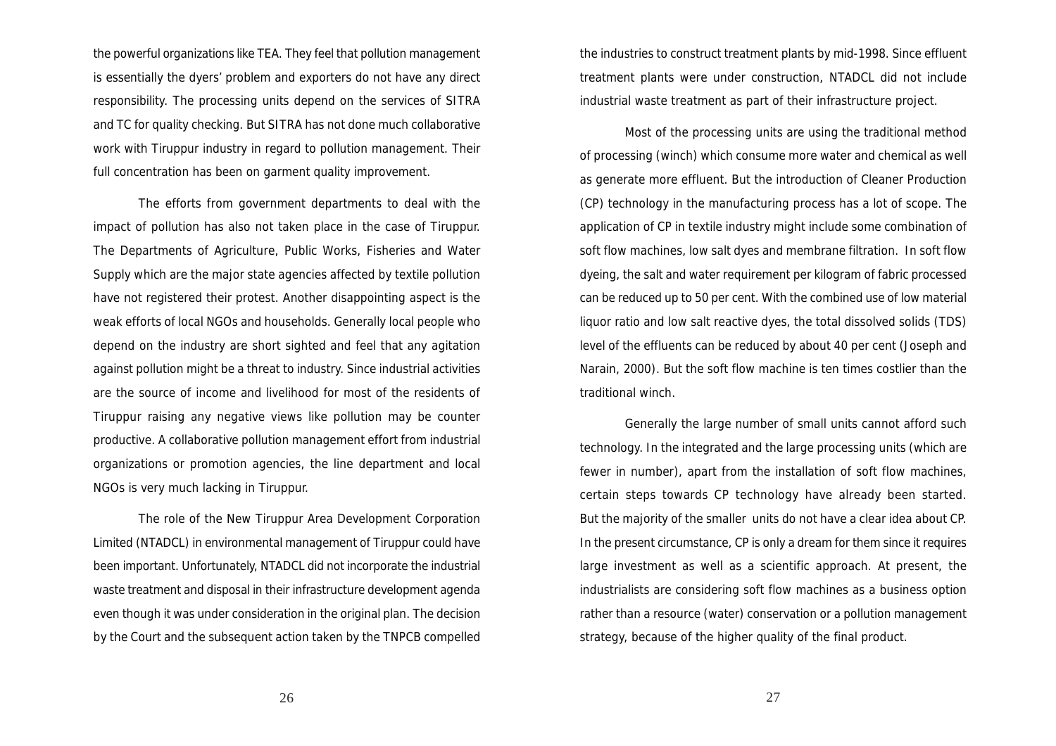the powerful organizations like TEA. They feel that pollution management is essentially the dyers' problem and exporters do not have any direct responsibility. The processing units depend on the services of SITRA and TC for quality checking. But SITRA has not done much collaborative work with Tiruppur industry in regard to pollution management. Their full concentration has been on garment quality improvement.

The efforts from government departments to deal with the impact of pollution has also not taken place in the case of Tiruppur. The Departments of Agriculture, Public Works, Fisheries and Water Supply which are the major state agencies affected by textile pollution have not registered their protest. Another disappointing aspect is the weak efforts of local NGOs and households. Generally local people who depend on the industry are short sighted and feel that any agitation against pollution might be a threat to industry. Since industrial activities are the source of income and livelihood for most of the residents of Tiruppur raising any negative views like pollution may be counter productive. A collaborative pollution management effort from industrial organizations or promotion agencies, the line department and local NGOs is very much lacking in Tiruppur.

The role of the New Tiruppur Area Development Corporation Limited (NTADCL) in environmental management of Tiruppur could have been important. Unfortunately, NTADCL did not incorporate the industrial waste treatment and disposal in their infrastructure development agenda even though it was under consideration in the original plan. The decision by the Court and the subsequent action taken by the TNPCB compelled the industries to construct treatment plants by mid-1998. Since effluent treatment plants were under construction, NTADCL did not include industrial waste treatment as part of their infrastructure project.

Most of the processing units are using the traditional method of processing (winch) which consume more water and chemical as well as generate more effluent. But the introduction of Cleaner Production (CP) technology in the manufacturing process has a lot of scope. The application of CP in textile industry might include some combination of soft flow machines, low salt dyes and membrane filtration. In soft flow dyeing, the salt and water requirement per kilogram of fabric processed can be reduced up to 50 per cent. With the combined use of low material liquor ratio and low salt reactive dyes, the total dissolved solids (TDS) level of the effluents can be reduced by about 40 per cent (Joseph and Narain, 2000). But the soft flow machine is ten times costlier than the traditional winch.

Generally the large number of small units cannot afford such technology. In the integrated and the large processing units (which are fewer in number), apart from the installation of soft flow machines, certain steps towards CP technology have already been started. But the majority of the smaller units do not have a clear idea about CP. In the present circumstance, CP is only a dream for them since it requires large investment as well as a scientific approach. At present, the industrialists are considering soft flow machines as a business option rather than a resource (water) conservation or a pollution management strategy, because of the higher quality of the final product.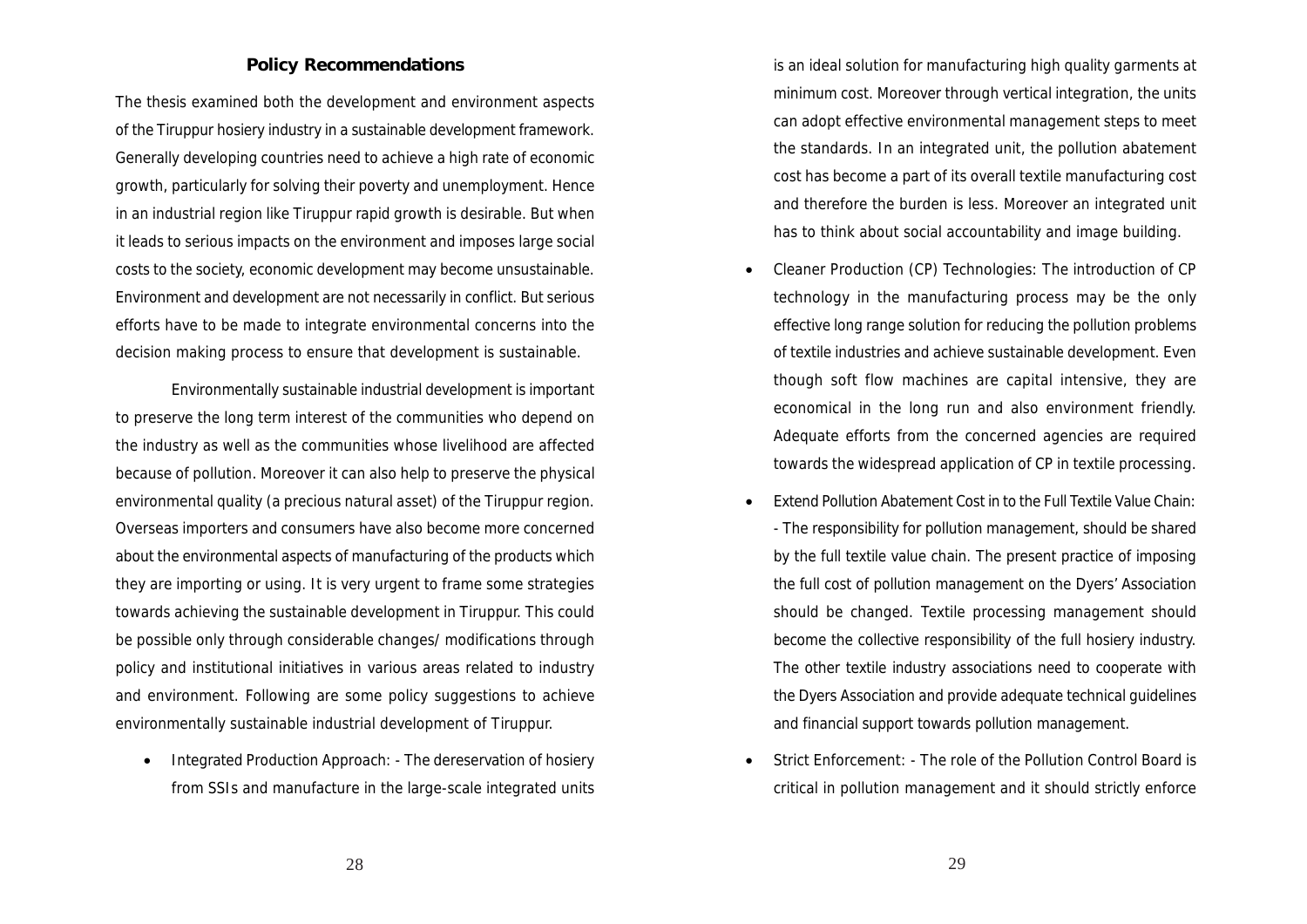## Policy Recommendations

The thesis examined both the development and environment aspects of the Tiruppur hosiery industry in a sustainable development framework. Generally developing countries need to achieve a high rate of economic growth, particularly for solving their poverty and unemployment. Hence in an industrial region like Tiruppur rapid growth is desirable. But when it leads to serious impacts on the environment and imposes large social costs to the society, economic development may become unsustainable. Environment and development are not necessarily in conflict. But serious efforts have to be made to integrate environmental concerns into the decision making process to ensure that development is sustainable.

Environmentally sustainable industrial development is important to preserve the long term interest of the communities who depend on the industry as well as the communities whose livelihood are affected because of pollution. Moreover it can also help to preserve the physical environmental quality (a precious natural asset) of the Tiruppur region. Overseas importers and consumers have also become more concerned about the environmental aspects of manufacturing of the products which they are importing or using. It is very urgent to frame some strategies towards achieving the sustainable development in Tiruppur. This could be possible only through considerable changes/ modifications through policy and institutional initiatives in various areas related to industry and environment. Following are some policy suggestions to achieve environmentally sustainable industrial development of Tiruppur.

- Integrated Production Approach: - The dereservation of hosiery from SSIs and manufacture in the large-scale integrated units is an ideal solution for manufacturing high quality garments at minimum cost. Moreover through vertical integration, the units can adopt effective environmental management steps to meet the standards. In an integrated unit, the pollution abatement cost has become a part of its overall textile manufacturing cost and therefore the burden is less. Moreover an integrated unit has to think about social accountability and image building.
- Cleaner Production (CP) Technologies: The introduction of CP technology in the manufacturing process may be the only effective long range solution for reducing the pollution problems of textile industries and achieve sustainable development. Even though soft flow machines are capital intensive, they are economical in the long run and also environment friendly. Adequate efforts from the concerned agencies are required towards the widespread application of CP in textile processing.
- Extend Pollution Abatement Cost in to the Full Textile Value Chain: - The responsibility for pollution management, should be shared by the full textile value chain. The present practice of imposing the full cost of pollution management on the Dyers' Association should be changed. Textile processing management should become the collective responsibility of the full hosiery industry. The other textile industry associations need to cooperate with the Dyers Association and provide adequate technical guidelines and financial support towards pollution management.
- Strict Enforcement: - The role of the Pollution Control Board is critical in pollution management and it should strictly enforce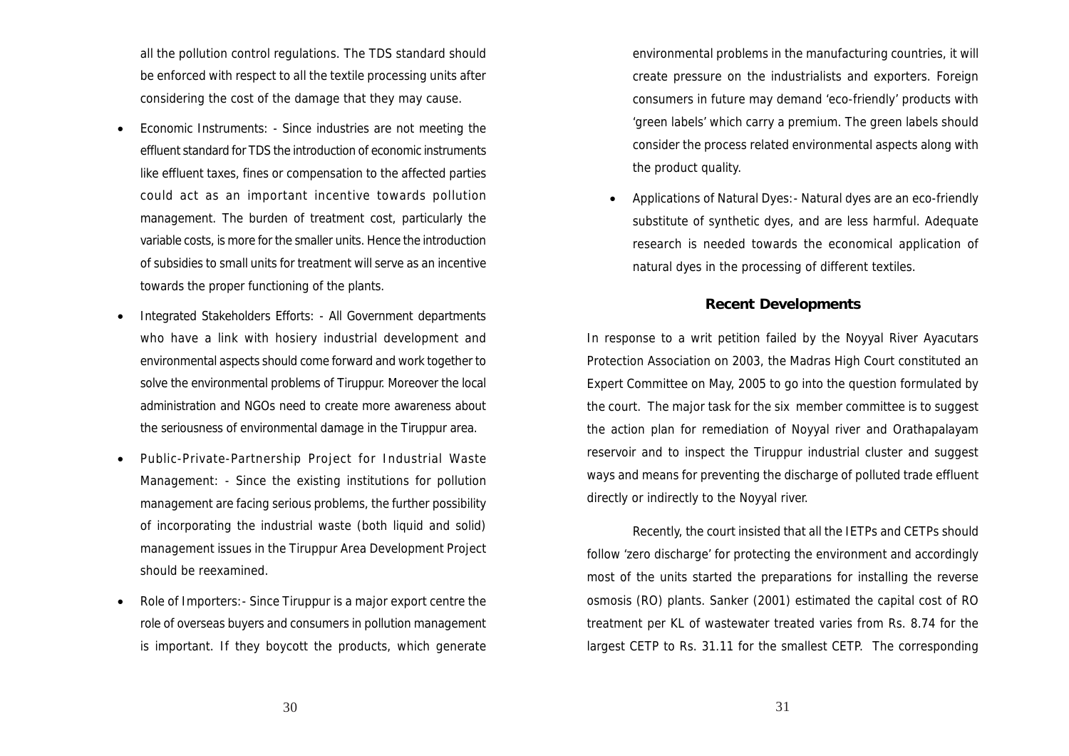all the pollution control regulations. The TDS standard should be enforced with respect to all the textile processing units after considering the cost of the damage that they may cause.

- Economic Instruments: - Since industries are not meeting the effluent standard for TDS the introduction of economic instruments like effluent taxes, fines or compensation to the affected parties could act as an important incentive towards pollution management. The burden of treatment cost, particularly the variable costs, is more for the smaller units. Hence the introduction of subsidies to small units for treatment will serve as an incentive towards the proper functioning of the plants.
- Integrated Stakeholders Efforts: - All Government departments who have a link with hosiery industrial development and environmental aspects should come forward and work together to solve the environmental problems of Tiruppur. Moreover the local administration and NGOs need to create more awareness about the seriousness of environmental damage in the Tiruppur area.
- Public-Private-Partnership Project for Industrial Waste Management: - Since the existing institutions for pollution management are facing serious problems, the further possibility of incorporating the industrial waste (both liquid and solid) management issues in the Tiruppur Area Development Project should be reexamined.
- Role of Importers:- Since Tiruppur is a major export centre the role of overseas buyers and consumers in pollution management is important. If they boycott the products, which generate environmental problems in the manufacturing countries, it will create pressure on the industrialists and exporters. Foreign consumers in future may demand 'eco-friendly' products with 'green labels' which carry a premium. The green labels should consider the process related environmental aspects along with the product quality.
- Applications of Natural Dyes:- Natural dyes are an eco-friendly substitute of synthetic dyes, and are less harmful. Adequate research is needed towards the economical application of natural dyes in the processing of different textiles.

### Recent Developments

In response to a writ petition failed by the Noyyal River Ayacutars Protection Association on 2003, the Madras High Court constituted an Expert Committee on May, 2005 to go into the question formulated by the court. The major task for the six member committee is to suggest the action plan for remediation of Noyyal river and Orathapalayam reservoir and to inspect the Tiruppur industrial cluster and suggest ways and means for preventing the discharge of polluted trade effluent directly or indirectly to the Noyyal river.

Recently, the court insisted that all the IETPs and CETPs should follow 'zero discharge' for protecting the environment and accordingly most of the units started the preparations for installing the reverse osmosis (RO) plants. Sanker (2001) estimated the capital cost of RO treatment per KL of wastewater treated varies from Rs. 8.74 for the largest CETP to Rs. 31.11 for the smallest CETP. The corresponding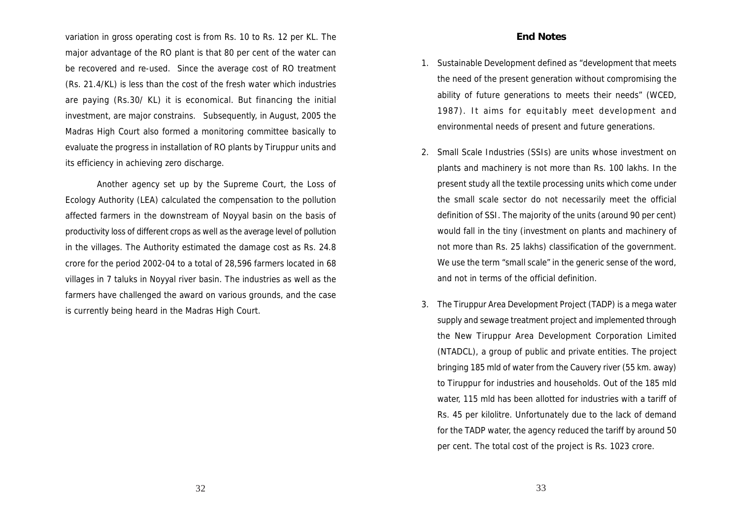variation in gross operating cost is from Rs. 10 to Rs. 12 per KL. The major advantage of the RO plant is that 80 per cent of the water can be recovered and re-used. Since the average cost of RO treatment (Rs. 21.4/KL) is less than the cost of the fresh water which industries are paying (Rs.30/ KL) it is economical. But financing the initial investment, are major constrains. Subsequently, in August, 2005 the Madras High Court also formed a monitoring committee basically to evaluate the progress in installation of RO plants by Tiruppur units and its efficiency in achieving zero discharge.

Another agency set up by the Supreme Court, the Loss of Ecology Authority (LEA) calculated the compensation to the pollution affected farmers in the downstream of Noyyal basin on the basis of productivity loss of different crops as well as the average level of pollution in the villages. The Authority estimated the damage cost as Rs. 24.8 crore for the period 2002-04 to a total of 28,596 farmers located in 68 villages in 7 taluks in Noyyal river basin. The industries as well as the farmers have challenged the award on various grounds, and the case is currently being heard in the Madras High Court.

## End Notes

1. Sustainable Development defined as "development that meets the need of the present generation without compromising the ability of future generations to meets their needs" (WCED, 1987). It aims for equitably meet development and environmental needs of present and future generations.

2. Small Scale Industries (SSIs) are units whose investment on plants and machinery is not more than Rs. 100 lakhs. In the present study all the textile processing units which come under the small scale sector do not necessarily meet the official definition of SSI. The majority of the units (around 90 per cent) would fall in the tiny (investment on plants and machinery of not more than Rs. 25 lakhs) classification of the government. We use the term "small scale" in the generic sense of the word, and not in terms of the official definition.

3. The Tiruppur Area Development Project (TADP) is a mega water supply and sewage treatment project and implemented through the New Tiruppur Area Development Corporation Limited (NTADCL), a group of public and private entities. The project bringing 185 mld of water from the Cauvery river (55 km. away) to Tiruppur for industries and households. Out of the 185 mld water, 115 mld has been allotted for industries with a tariff of Rs. 45 per kilolitre. Unfortunately due to the lack of demand for the TADP water, the agency reduced the tariff by around 50 per cent. The total cost of the project is Rs. 1023 crore.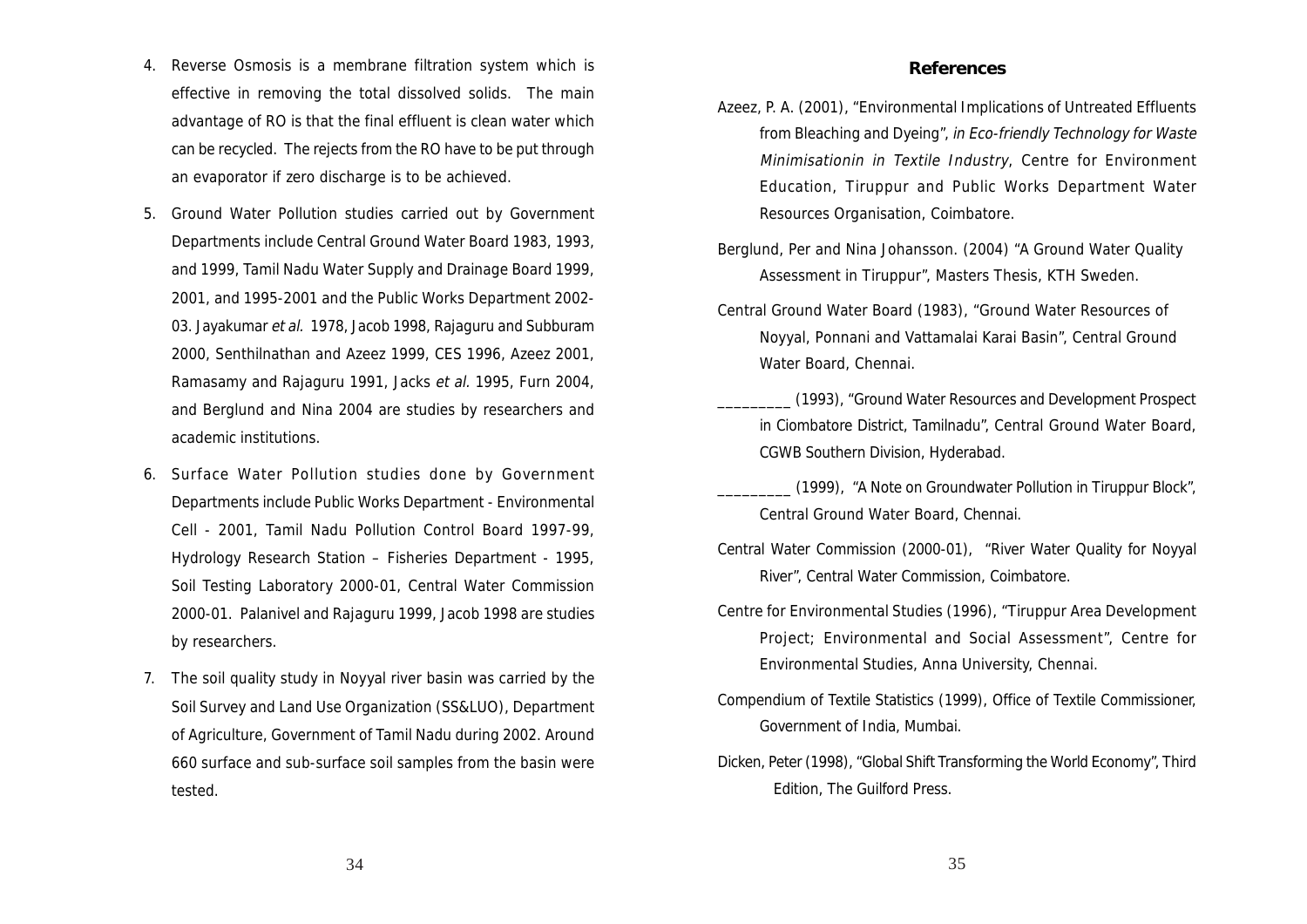4. Reverse Osmosis is a membrane filtration system which is effective in removing the total dissolved solids. The main advantage of RO is that the final effluent is clean water which can be recycled. The rejects from the RO have to be put through an evaporator if zero discharge is to be achieved.

5. Ground Water Pollution studies carried out by Government Departments include Central Ground Water Board 1983, 1993, and 1999, Tamil Nadu Water Supply and Drainage Board 1999, 2001, and 1995-2001 and the Public Works Department 2002-03. Jayakumar *et al.* 1978, Jacob 1998, Rajaguru and Subburam 2000, Senthilnathan and Azeez 1999, CES 1996, Azeez 2001, Ramasamy and Rajaguru 1991, Jacks *et al*. 1995, Furn 2004, and Berglund and Nina 2004 are studies by researchers and academic institutions.

6. Surface Water Pollution studies done by Government Departments include Public Works Department - Environmental Cell - 2001, Tamil Nadu Pollution Control Board 1997-99, Hydrology Research Station – Fisheries Department - 1995, Soil Testing Laboratory 2000-01, Central Water Commission 2000-01. Palanivel and Rajaguru 1999, Jacob 1998 are studies by researchers.

7. The soil quality study in Noyyal river basin was carried by the Soil Survey and Land Use Organization (SS&LUO), Department of Agriculture, Government of Tamil Nadu during 2002. Around 660 surface and sub-surface soil samples from the basin were tested.

## References

Azeez, P. A. (2001), "Environmental Implications of Untreated Effluents from Bleaching and Dyeing", *in Eco-friendly Technology for Waste Minimisationin in Textile Industry*, Centre for Environment Education, Tiruppur and Public Works Department Water Resources Organisation, Coimbatore.

Berglund, Per and Nina Johansson. (2004) "A Ground Water Quality Assessment in Tiruppur", Masters Thesis, KTH Sweden.

Central Ground Water Board (1983), "Ground Water Resources of Noyyal, Ponnani and Vattamalai Karai Basin", Central Ground Water Board, Chennai.

_________ (1993), "Ground Water Resources and Development Prospect in Ciombatore District, Tamilnadu", Central Ground Water Board, CGWB Southern Division, Hyderabad.

_________ (1999), "A Note on Groundwater Pollution in Tiruppur Block", Central Ground Water Board, Chennai.

Central Water Commission (2000-01), "River Water Quality for Noyyal River", Central Water Commission, Coimbatore.

Centre for Environmental Studies (1996), "Tiruppur Area Development Project; Environmental and Social Assessment", Centre for Environmental Studies, Anna University, Chennai.

Compendium of Textile Statistics (1999), Office of Textile Commissioner, Government of India, Mumbai.

Dicken, Peter (1998), "Global Shift Transforming the World Economy", Third Edition, The Guilford Press.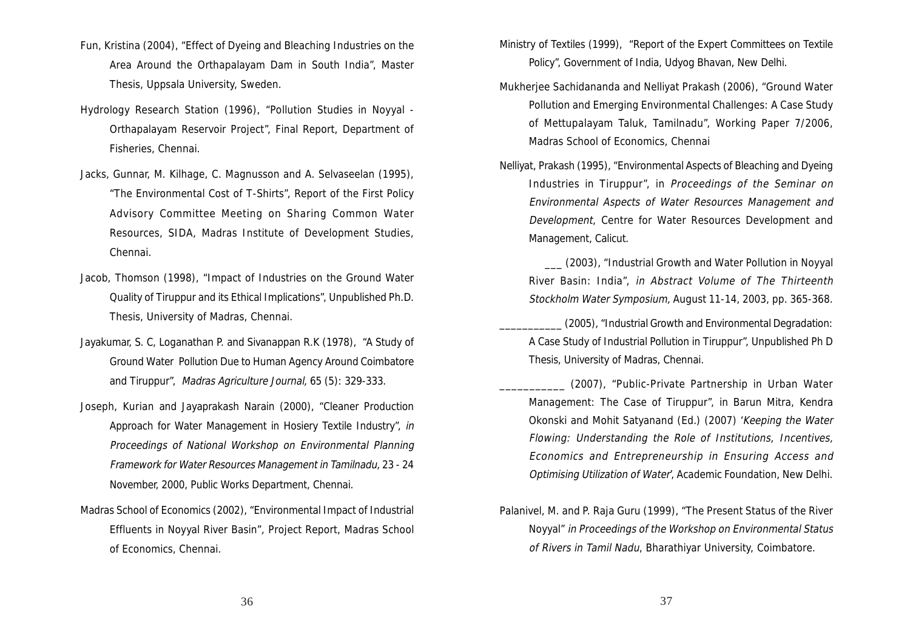Fun, Kristina (2004), "Effect of Dyeing and Bleaching Industries on the Area Around the Orthapalayam Dam in South India", Master Thesis, Uppsala University, Sweden.

Hydrology Research Station (1996), "Pollution Studies in Noyyal - Orthapalayam Reservoir Project", Final Report, Department of Fisheries, Chennai.

Jacks, Gunnar, M. Kilhage, C. Magnusson and A. Selvaseelan (1995), "The Environmental Cost of T-Shirts", Report of the First Policy Advisory Committee Meeting on Sharing Common Water Resources, SIDA, Madras Institute of Development Studies, Chennai.

Jacob, Thomson (1998), "Impact of Industries on the Ground Water Quality of Tiruppur and its Ethical Implications", Unpublished Ph.D. Thesis, University of Madras, Chennai.

Jayakumar, S. C, Loganathan P. and Sivanappan R.K (1978), "A Study of Ground Water Pollution Due to Human Agency Around Coimbatore and Tiruppur", *Madras Agriculture Journal,* 65 (5): 329-333.

Joseph, Kurian and Jayaprakash Narain (2000), "Cleaner Production Approach for Water Management in Hosiery Textile Industry", *in Proceedings of National Workshop on Environmental Planning Framework for Water Resources Management in Tamilnadu,* 23 - 24 November, 2000, Public Works Department, Chennai.

Madras School of Economics (2002), "Environmental Impact of Industrial Effluents in Noyyal River Basin", Project Report, Madras School of Economics, Chennai.

Ministry of Textiles (1999), "Report of the Expert Committees on Textile Policy", Government of India, Udyog Bhavan, New Delhi.

Mukherjee Sachidananda and Nelliyat Prakash (2006), "Ground Water Pollution and Emerging Environmental Challenges: A Case Study of Mettupalayam Taluk, Tamilnadu", Working Paper 7/2006, Madras School of Economics, Chennai

Nelliyat, Prakash (1995), "Environmental Aspects of Bleaching and Dyeing Industries in Tiruppur", in *Proceedings of the Seminar on Environmental Aspects of Water Resources Management and Development*, Centre for Water Resources Development and Management, Calicut.

___ (2003), "Industrial Growth and Water Pollution in Noyyal River Basin: India", *in Abstract Volume of The Thirteenth Stockholm Water Symposium,* August 11-14, 2003, pp. 365-368.

___________ (2005), "Industrial Growth and Environmental Degradation: A Case Study of Industrial Pollution in Tiruppur", Unpublished Ph D Thesis, University of Madras, Chennai.

___________ (2007), "Public-Private Partnership in Urban Water Management: The Case of Tiruppur", in Barun Mitra, Kendra Okonski and Mohit Satyanand (Ed.) (2007) '*Keeping the Water Flowing: Understanding the Role of Institutions, Incentives, Economics and Entrepreneurship in Ensuring Access and Optimising Utilization of Water*', Academic Foundation, New Delhi.

Palanivel, M. and P. Raja Guru (1999), "The Present Status of the River Noyyal" *in Proceedings of the Workshop on Environmental Status of Rivers in Tamil Nadu*, Bharathiyar University, Coimbatore.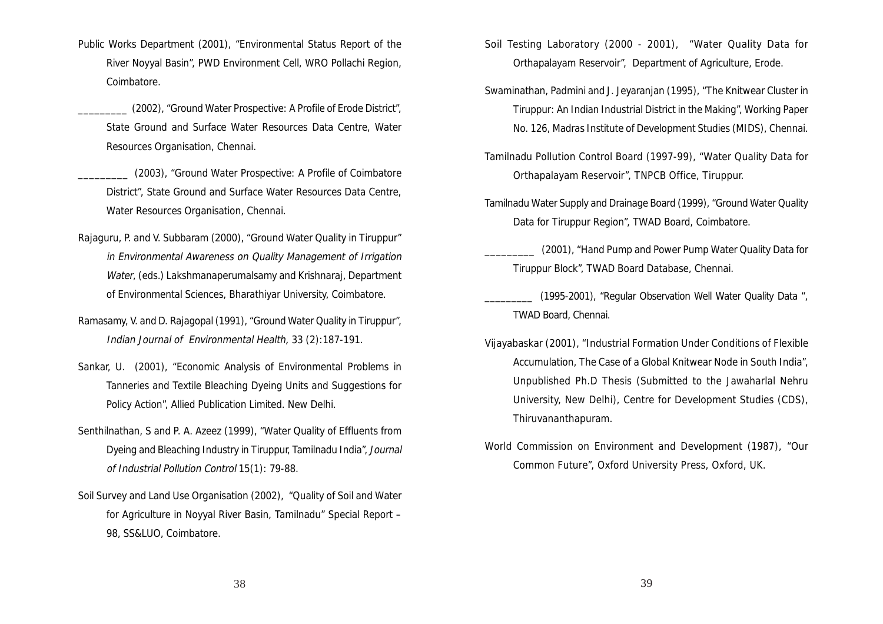Public Works Department (2001), "Environmental Status Report of the River Noyyal Basin", PWD Environment Cell, WRO Pollachi Region, Coimbatore.

_________ (2002), "Ground Water Prospective: A Profile of Erode District", State Ground and Surface Water Resources Data Centre, Water Resources Organisation, Chennai.

_________ (2003), "Ground Water Prospective: A Profile of Coimbatore District", State Ground and Surface Water Resources Data Centre, Water Resources Organisation, Chennai.

Rajaguru, P. and V. Subbaram (2000), "Ground Water Quality in Tiruppur" *in Environmental Awareness on Quality Management of Irrigation Water*, (eds.) Lakshmanaperumalsamy and Krishnaraj, Department of Environmental Sciences, Bharathiyar University, Coimbatore.

Ramasamy, V. and D. Rajagopal (1991), "Ground Water Quality in Tiruppur", *Indian Journal of Environmental Health,* 33 (2):187-191.

Sankar, U. (2001), "Economic Analysis of Environmental Problems in Tanneries and Textile Bleaching Dyeing Units and Suggestions for Policy Action", Allied Publication Limited. New Delhi.

Senthilnathan, S and P. A. Azeez (1999), "Water Quality of Effluents from Dyeing and Bleaching Industry in Tiruppur, Tamilnadu India", *Journal of Industrial Pollution Control* 15(1): 79-88.

Soil Survey and Land Use Organisation (2002), "Quality of Soil and Water for Agriculture in Noyyal River Basin, Tamilnadu" Special Report – 98, SS&LUO, Coimbatore.

Soil Testing Laboratory (2000 - 2001), "Water Quality Data for Orthapalayam Reservoir", Department of Agriculture, Erode.

Swaminathan, Padmini and J. Jeyaranjan (1995), "The Knitwear Cluster in Tiruppur: An Indian Industrial District in the Making", Working Paper No. 126, Madras Institute of Development Studies (MIDS), Chennai.

Tamilnadu Pollution Control Board (1997-99), "Water Quality Data for Orthapalayam Reservoir", TNPCB Office, Tiruppur.

Tamilnadu Water Supply and Drainage Board (1999), "Ground Water Quality Data for Tiruppur Region", TWAD Board, Coimbatore.

_________ (2001), "Hand Pump and Power Pump Water Quality Data for Tiruppur Block", TWAD Board Database, Chennai.

_________ (1995-2001), "Regular Observation Well Water Quality Data ", TWAD Board, Chennai.

Vijayabaskar (2001), "Industrial Formation Under Conditions of Flexible Accumulation, The Case of a Global Knitwear Node in South India", Unpublished Ph.D Thesis (Submitted to the Jawaharlal Nehru University, New Delhi), Centre for Development Studies (CDS), Thiruvananthapuram.

World Commission on Environment and Development (1987), "Our Common Future", Oxford University Press, Oxford, UK.